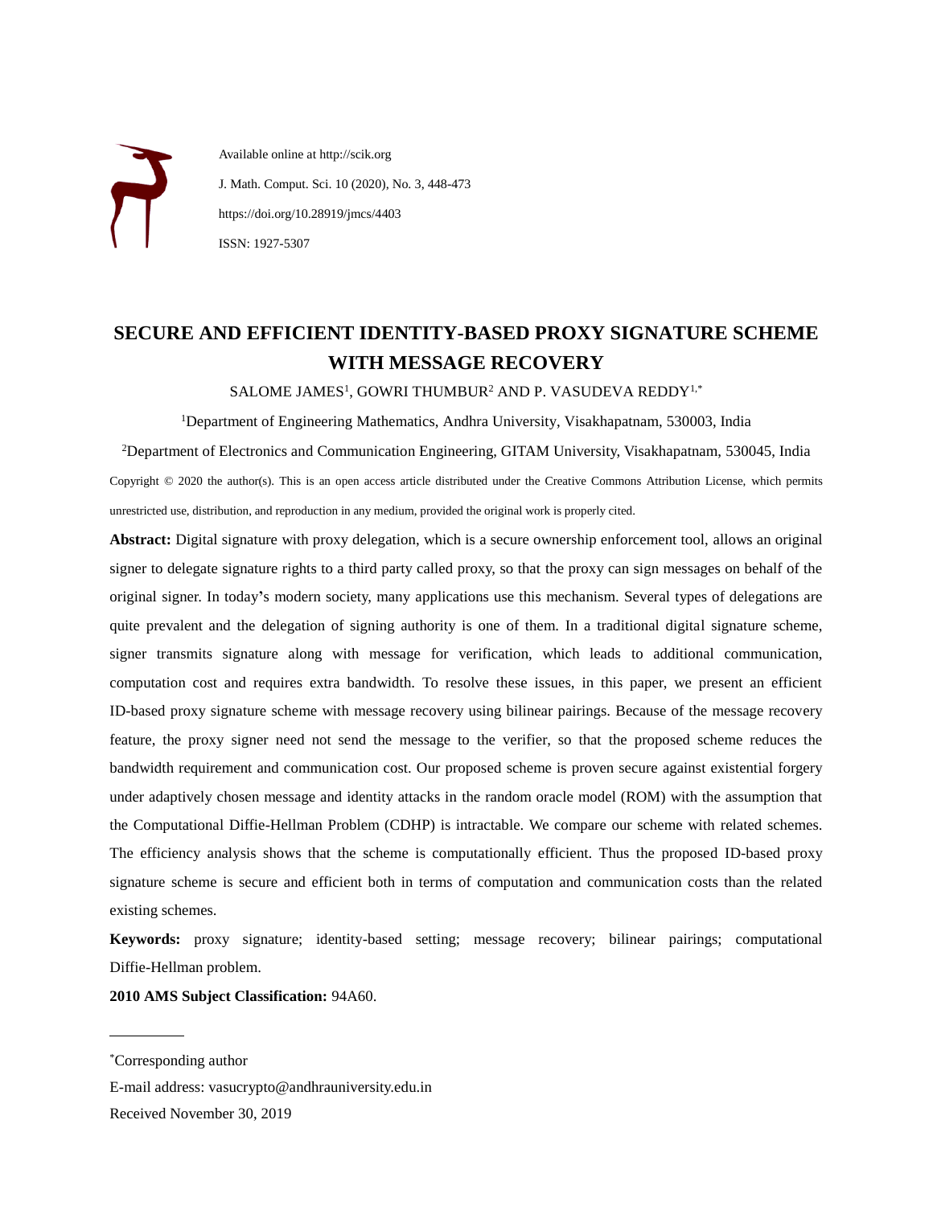Available online at http://scik.org

J. Math. Comput. Sci. 10 (2020), No. 3, 448-473

https://doi.org/10.28919/jmcs/4403

ISSN: 1927-5307

# SECURE AND EFFICIENT IDENTITY-BASED PROXY SIGNATURE SCHEME WITH MESSAGE RECOVERY

SALOME JAMES[1], GOWRI THUMBUR[2] AND P. VASUDEVA REDDY[1,*]

[1]Department of Engineering Mathematics, Andhra University, Visakhapatnam, 530003, India

[2]Department of Electronics and Communication Engineering, GITAM University, Visakhapatnam, 530045, India

Copyright © 2020 the author(s). This is an open access article distributed under the Creative Commons Attribution License, which permits unrestricted use, distribution, and reproduction in any medium, provided the original work is properly cited.

**Abstract:** Digital signature with proxy delegation, which is a secure ownership enforcement tool, allows an original signer to delegate signature rights to a third party called proxy, so that the proxy can sign messages on behalf of the original signer. In today's modern society, many applications use this mechanism. Several types of delegations are quite prevalent and the delegation of signing authority is one of them. In a traditional digital signature scheme, signer transmits signature along with message for verification, which leads to additional communication, computation cost and requires extra bandwidth. To resolve these issues, in this paper, we present an efficient ID-based proxy signature scheme with message recovery using bilinear pairings. Because of the message recovery feature, the proxy signer need not send the message to the verifier, so that the proposed scheme reduces the bandwidth requirement and communication cost. Our proposed scheme is proven secure against existential forgery under adaptively chosen message and identity attacks in the random oracle model (ROM) with the assumption that the Computational Diffie-Hellman Problem (CDHP) is intractable. We compare our scheme with related schemes. The efficiency analysis shows that the scheme is computationally efficient. Thus the proposed ID-based proxy signature scheme is secure and efficient both in terms of computation and communication costs than the related existing schemes.

**Keywords:** proxy signature; identity-based setting; message recovery; bilinear pairings; computational Diffie-Hellman problem.

**2010 AMS Subject Classification:** 94A60.

---

*Corresponding author

E-mail address: vasucrypto@andhrauniversity.edu.in

Received November 30, 2019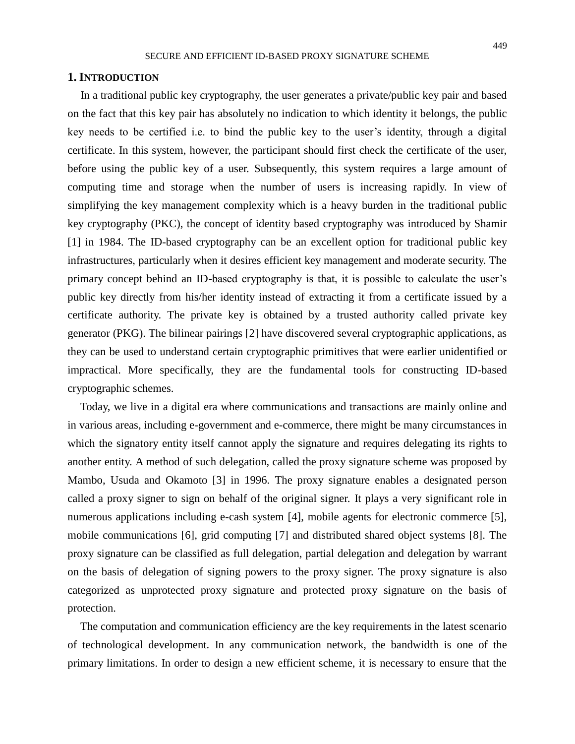## 1. INTRODUCTION

In a traditional public key cryptography, the user generates a private/public key pair and based on the fact that this key pair has absolutely no indication to which identity it belongs, the public key needs to be certified i.e. to bind the public key to the user's identity, through a digital certificate. In this system, however, the participant should first check the certificate of the user, before using the public key of a user. Subsequently, this system requires a large amount of computing time and storage when the number of users is increasing rapidly. In view of simplifying the key management complexity which is a heavy burden in the traditional public key cryptography (PKC), the concept of identity based cryptography was introduced by Shamir [1] in 1984. The ID-based cryptography can be an excellent option for traditional public key infrastructures, particularly when it desires efficient key management and moderate security. The primary concept behind an ID-based cryptography is that, it is possible to calculate the user's public key directly from his/her identity instead of extracting it from a certificate issued by a certificate authority. The private key is obtained by a trusted authority called private key generator (PKG). The bilinear pairings [2] have discovered several cryptographic applications, as they can be used to understand certain cryptographic primitives that were earlier unidentified or impractical. More specifically, they are the fundamental tools for constructing ID-based cryptographic schemes.

Today, we live in a digital era where communications and transactions are mainly online and in various areas, including e-government and e-commerce, there might be many circumstances in which the signatory entity itself cannot apply the signature and requires delegating its rights to another entity. A method of such delegation, called the proxy signature scheme was proposed by Mambo, Usuda and Okamoto [3] in 1996. The proxy signature enables a designated person called a proxy signer to sign on behalf of the original signer. It plays a very significant role in numerous applications including e-cash system [4], mobile agents for electronic commerce [5], mobile communications [6], grid computing [7] and distributed shared object systems [8]. The proxy signature can be classified as full delegation, partial delegation and delegation by warrant on the basis of delegation of signing powers to the proxy signer. The proxy signature is also categorized as unprotected proxy signature and protected proxy signature on the basis of protection.

The computation and communication efficiency are the key requirements in the latest scenario of technological development. In any communication network, the bandwidth is one of the primary limitations. In order to design a new efficient scheme, it is necessary to ensure that the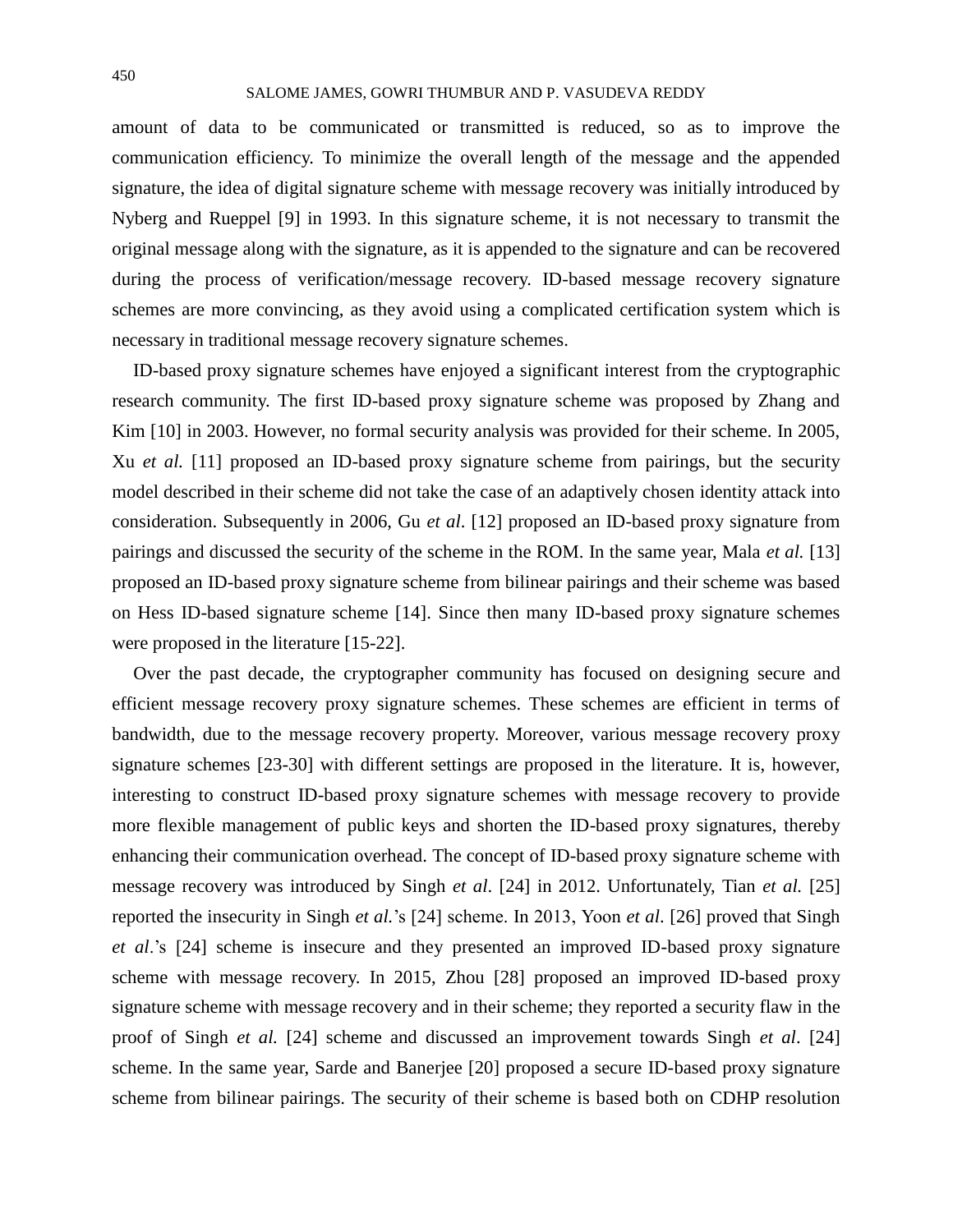amount of data to be communicated or transmitted is reduced, so as to improve the communication efficiency. To minimize the overall length of the message and the appended signature, the idea of digital signature scheme with message recovery was initially introduced by Nyberg and Rueppel [9] in 1993. In this signature scheme, it is not necessary to transmit the original message along with the signature, as it is appended to the signature and can be recovered during the process of verification/message recovery. ID-based message recovery signature schemes are more convincing, as they avoid using a complicated certification system which is necessary in traditional message recovery signature schemes.

ID-based proxy signature schemes have enjoyed a significant interest from the cryptographic research community. The first ID-based proxy signature scheme was proposed by Zhang and Kim [10] in 2003. However, no formal security analysis was provided for their scheme. In 2005, Xu *et al.* [11] proposed an ID-based proxy signature scheme from pairings, but the security model described in their scheme did not take the case of an adaptively chosen identity attack into consideration. Subsequently in 2006, Gu *et al*. [12] proposed an ID-based proxy signature from pairings and discussed the security of the scheme in the ROM. In the same year, Mala *et al.* [13] proposed an ID-based proxy signature scheme from bilinear pairings and their scheme was based on Hess ID-based signature scheme [14]. Since then many ID-based proxy signature schemes were proposed in the literature [15-22].

Over the past decade, the cryptographer community has focused on designing secure and efficient message recovery proxy signature schemes. These schemes are efficient in terms of bandwidth, due to the message recovery property. Moreover, various message recovery proxy signature schemes [23-30] with different settings are proposed in the literature. It is, however, interesting to construct ID-based proxy signature schemes with message recovery to provide more flexible management of public keys and shorten the ID-based proxy signatures, thereby enhancing their communication overhead. The concept of ID-based proxy signature scheme with message recovery was introduced by Singh *et al*. [24] in 2012. Unfortunately, Tian *et al.* [25] reported the insecurity in Singh *et al.*'s [24] scheme. In 2013, Yoon *et al*. [26] proved that Singh *et al*.'s [24] scheme is insecure and they presented an improved ID-based proxy signature scheme with message recovery. In 2015, Zhou [28] proposed an improved ID-based proxy signature scheme with message recovery and in their scheme; they reported a security flaw in the proof of Singh *et al.* [24] scheme and discussed an improvement towards Singh *et al*. [24] scheme. In the same year, Sarde and Banerjee [20] proposed a secure ID-based proxy signature scheme from bilinear pairings. The security of their scheme is based both on CDHP resolution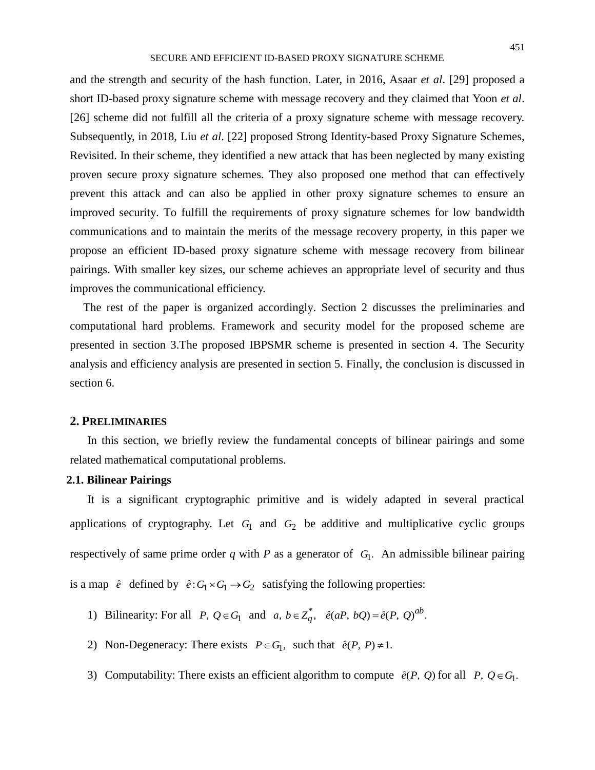and the strength and security of the hash function. Later, in 2016, Asaar *et al*. [29] proposed a short ID-based proxy signature scheme with message recovery and they claimed that Yoon *et al*. [26] scheme did not fulfill all the criteria of a proxy signature scheme with message recovery. Subsequently, in 2018, Liu *et al*. [22] proposed Strong Identity-based Proxy Signature Schemes, Revisited. In their scheme, they identified a new attack that has been neglected by many existing proven secure proxy signature schemes. They also proposed one method that can effectively prevent this attack and can also be applied in other proxy signature schemes to ensure an improved security. To fulfill the requirements of proxy signature schemes for low bandwidth communications and to maintain the merits of the message recovery property, in this paper we propose an efficient ID-based proxy signature scheme with message recovery from bilinear pairings. With smaller key sizes, our scheme achieves an appropriate level of security and thus improves the communicational efficiency.

The rest of the paper is organized accordingly. Section 2 discusses the preliminaries and computational hard problems. Framework and security model for the proposed scheme are presented in section 3.The proposed IBPSMR scheme is presented in section 4. The Security analysis and efficiency analysis are presented in section 5. Finally, the conclusion is discussed in section 6.

## 2. Preliminaries

In this section, we briefly review the fundamental concepts of bilinear pairings and some related mathematical computational problems.

### 2.1. Bilinear Pairings

It is a significant cryptographic primitive and is widely adapted in several practical applications of cryptography. Let $G_1$ and $G_2$ be additive and multiplicative cyclic groups respectively of same prime order *q* with *P* as a generator of $G_1$. An admissible bilinear pairing is a map $\hat{e}$ defined by $\hat{e}: G_1 \times G_1 \to G_2$ satisfying the following properties:

1) Bilinearity: For all $P, Q \in G_1$ and $a, b \in Z_q^*$, $\hat{e}(aP, bQ) = \hat{e}(P, Q)^{ab}$.

2) Non-Degeneracy: There exists $P \in G_1$, such that $\hat{e}(P, P) \neq 1$.

3) Computability: There exists an efficient algorithm to compute $\hat{e}(P, Q)$ for all $P, Q \in G_1$.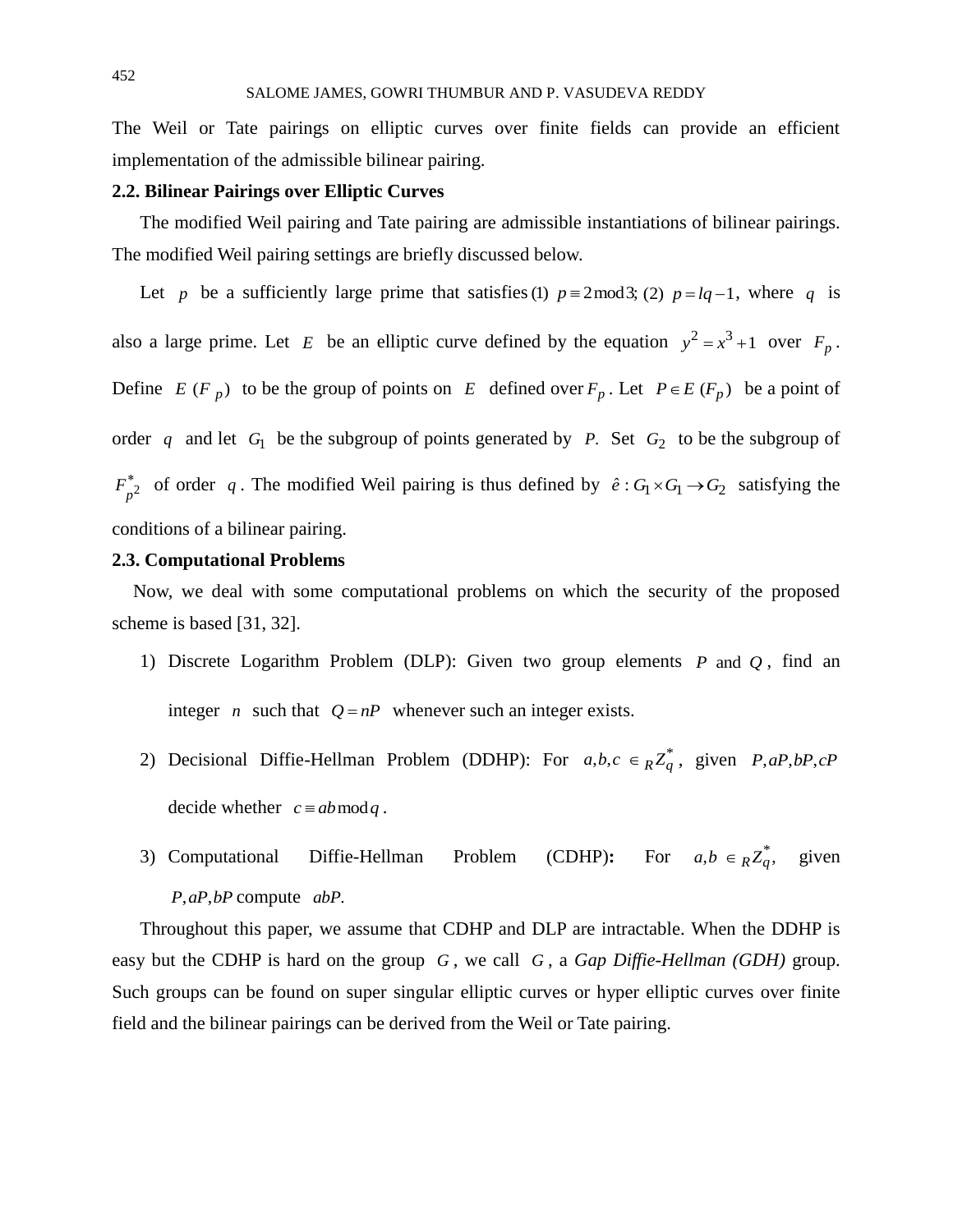The Weil or Tate pairings on elliptic curves over finite fields can provide an efficient implementation of the admissible bilinear pairing.

### 2.2. Bilinear Pairings over Elliptic Curves

The modified Weil pairing and Tate pairing are admissible instantiations of bilinear pairings. The modified Weil pairing settings are briefly discussed below.

Let $p$ be a sufficiently large prime that satisfies (1) $p \equiv 2 \bmod 3$; (2) $p = lq - 1$, where $q$ is also a large prime. Let $E$ be an elliptic curve defined by the equation $y^2 = x^3 + 1$ over $F_p$. Define $E(F_p)$ to be the group of points on $E$ defined over $F_p$. Let $P \in E(F_p)$ be a point of order $q$ and let $G_1$ be the subgroup of points generated by $P$. Set $G_2$ to be the subgroup of $F^*_{p^2}$ of order $q$. The modified Weil pairing is thus defined by $\hat{e} : G_1 \times G_1 \rightarrow G_2$ satisfying the conditions of a bilinear pairing.

### 2.3. Computational Problems

Now, we deal with some computational problems on which the security of the proposed scheme is based [31, 32].

1) Discrete Logarithm Problem (DLP): Given two group elements $P$ and $Q$, find an integer $n$ such that $Q = nP$ whenever such an integer exists.
2) Decisional Diffie-Hellman Problem (DDHP): For $a, b, c \in_R Z^*_q$, given $P, aP, bP, cP$ decide whether $c \equiv ab \bmod q$.
3) Computational Diffie-Hellman Problem (CDHP)**:** For $a, b \in_R Z^*_q$, given $P, aP, bP$ compute $abP$.

Throughout this paper, we assume that CDHP and DLP are intractable. When the DDHP is easy but the CDHP is hard on the group $G$, we call $G$, a *Gap Diffie-Hellman (GDH)* group. Such groups can be found on super singular elliptic curves or hyper elliptic curves over finite field and the bilinear pairings can be derived from the Weil or Tate pairing.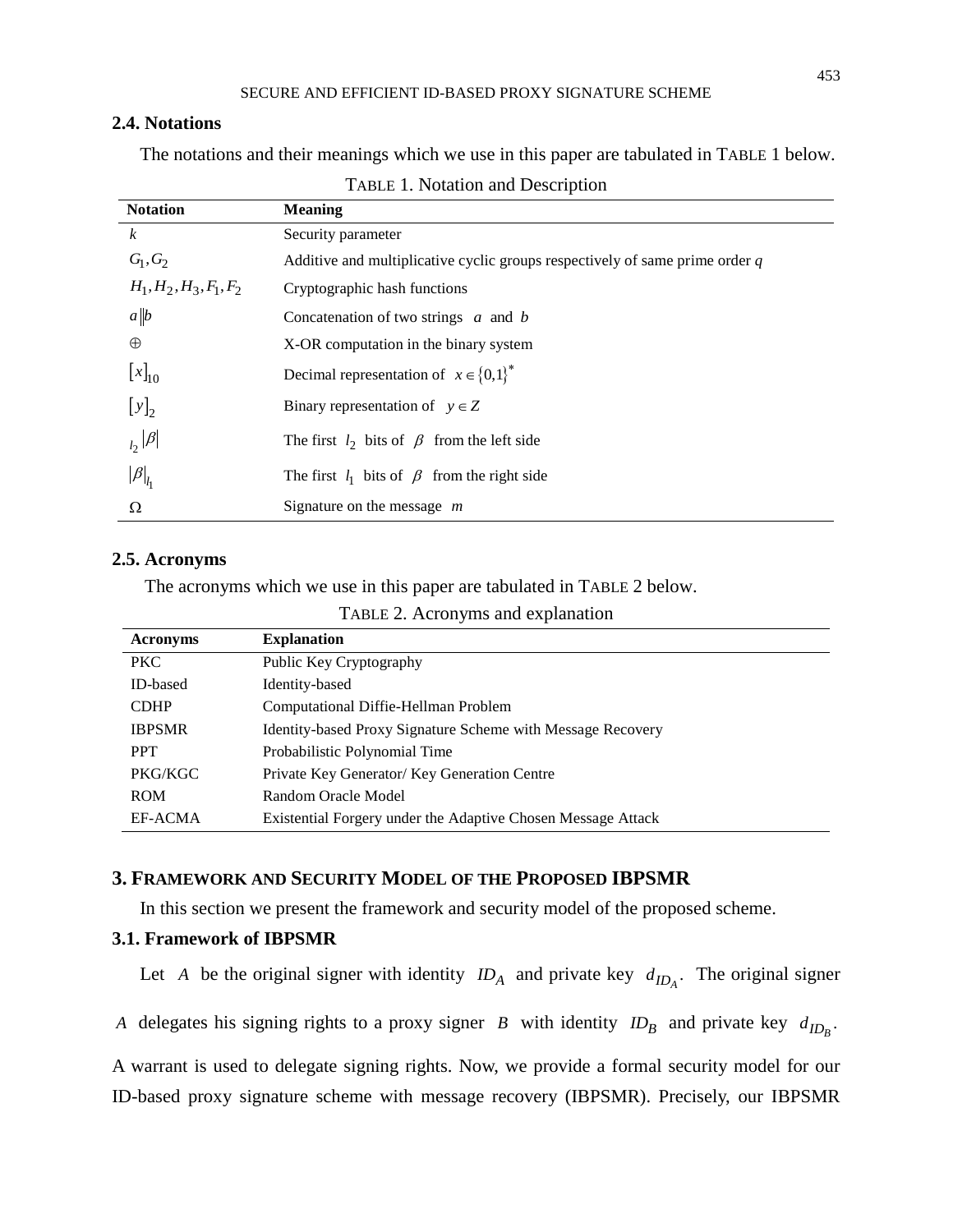## 2.4. Notations

The notations and their meanings which we use in this paper are tabulated in TABLE 1 below.

TABLE 1. Notation and Description

| Notation | Meaning |
| --- | --- |
| $k$ | Security parameter |
| $G_1, G_2$ | Additive and multiplicative cyclic groups respectively of same prime order $q$ |
| $H_1, H_2, H_3, F_1, F_2$ | Cryptographic hash functions |
| $a \| b$ | Concatenation of two strings $a$ and $b$ |
| $\oplus$ | X-OR computation in the binary system |
| $[x]_{10}$ | Decimal representation of $x \in \{0,1\}^*$ |
| $[y]_2$ | Binary representation of $y \in Z$ |
| $_{l_2}\|\beta\|$ | The first $l_2$ bits of $\beta$ from the left side |
| $\|\beta\|_{l_1}$ | The first $l_1$ bits of $\beta$ from the right side |
| $\Omega$ | Signature on the message $m$ |

## 2.5. Acronyms

The acronyms which we use in this paper are tabulated in TABLE 2 below.

TABLE 2. Acronyms and explanation

| Acronyms | Explanation |
| --- | --- |
| PKC | Public Key Cryptography |
| ID-based | Identity-based |
| CDHP | Computational Diffie-Hellman Problem |
| IBPSMR | Identity-based Proxy Signature Scheme with Message Recovery |
| PPT | Probabilistic Polynomial Time |
| PKG/KGC | Private Key Generator/ Key Generation Centre |
| ROM | Random Oracle Model |
| EF-ACMA | Existential Forgery under the Adaptive Chosen Message Attack |

# 3. FRAMEWORK AND SECURITY MODEL OF THE PROPOSED IBPSMR

In this section we present the framework and security model of the proposed scheme.

## 3.1. Framework of IBPSMR

Let $A$ be the original signer with identity $ID_A$ and private key $d_{ID_A}$. The original signer $A$ delegates his signing rights to a proxy signer $B$ with identity $ID_B$ and private key $d_{ID_B}$. A warrant is used to delegate signing rights. Now, we provide a formal security model for our ID-based proxy signature scheme with message recovery (IBPSMR). Precisely, our IBPSMR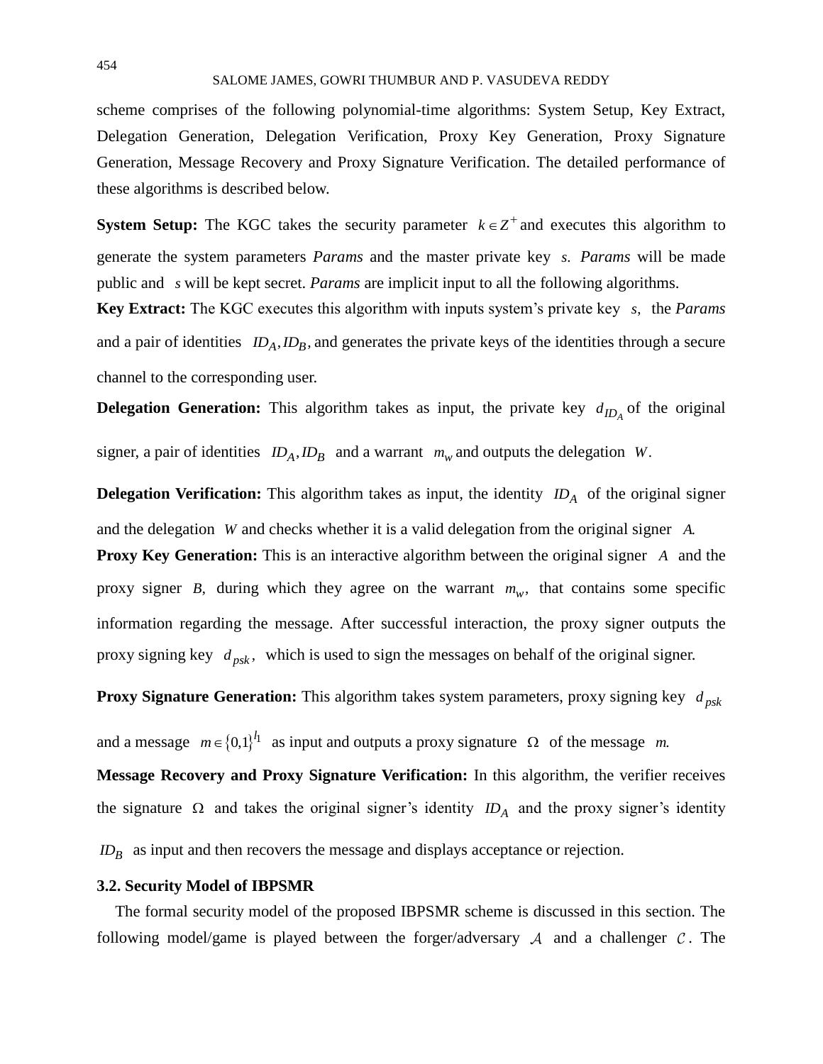scheme comprises of the following polynomial-time algorithms: System Setup, Key Extract, Delegation Generation, Delegation Verification, Proxy Key Generation, Proxy Signature Generation, Message Recovery and Proxy Signature Verification. The detailed performance of these algorithms is described below.

**System Setup:** The KGC takes the security parameter $k \in Z^+$ and executes this algorithm to generate the system parameters *Params* and the master private key $s$. *Params* will be made public and $s$ will be kept secret. *Params* are implicit input to all the following algorithms.

**Key Extract:** The KGC executes this algorithm with inputs system's private key $s$, the *Params* and a pair of identities $ID_A, ID_B$, and generates the private keys of the identities through a secure channel to the corresponding user.

**Delegation Generation:** This algorithm takes as input, the private key $d_{ID_A}$ of the original signer, a pair of identities $ID_A, ID_B$ and a warrant $m_w$ and outputs the delegation $W$.

**Delegation Verification:** This algorithm takes as input, the identity $ID_A$ of the original signer and the delegation $W$ and checks whether it is a valid delegation from the original signer $A$.

**Proxy Key Generation:** This is an interactive algorithm between the original signer $A$ and the proxy signer $B$, during which they agree on the warrant $m_w$, that contains some specific information regarding the message. After successful interaction, the proxy signer outputs the proxy signing key $d_{psk}$, which is used to sign the messages on behalf of the original signer.

**Proxy Signature Generation:** This algorithm takes system parameters, proxy signing key $d_{psk}$ and a message $m \in \{0,1\}^{l_1}$ as input and outputs a proxy signature $\Omega$ of the message $m$.

**Message Recovery and Proxy Signature Verification:** In this algorithm, the verifier receives the signature $\Omega$ and takes the original signer's identity $ID_A$ and the proxy signer's identity $ID_B$ as input and then recovers the message and displays acceptance or rejection.

### 3.2. Security Model of IBPSMR

The formal security model of the proposed IBPSMR scheme is discussed in this section. The following model/game is played between the forger/adversary $\mathcal{A}$ and a challenger $\mathcal{C}$. The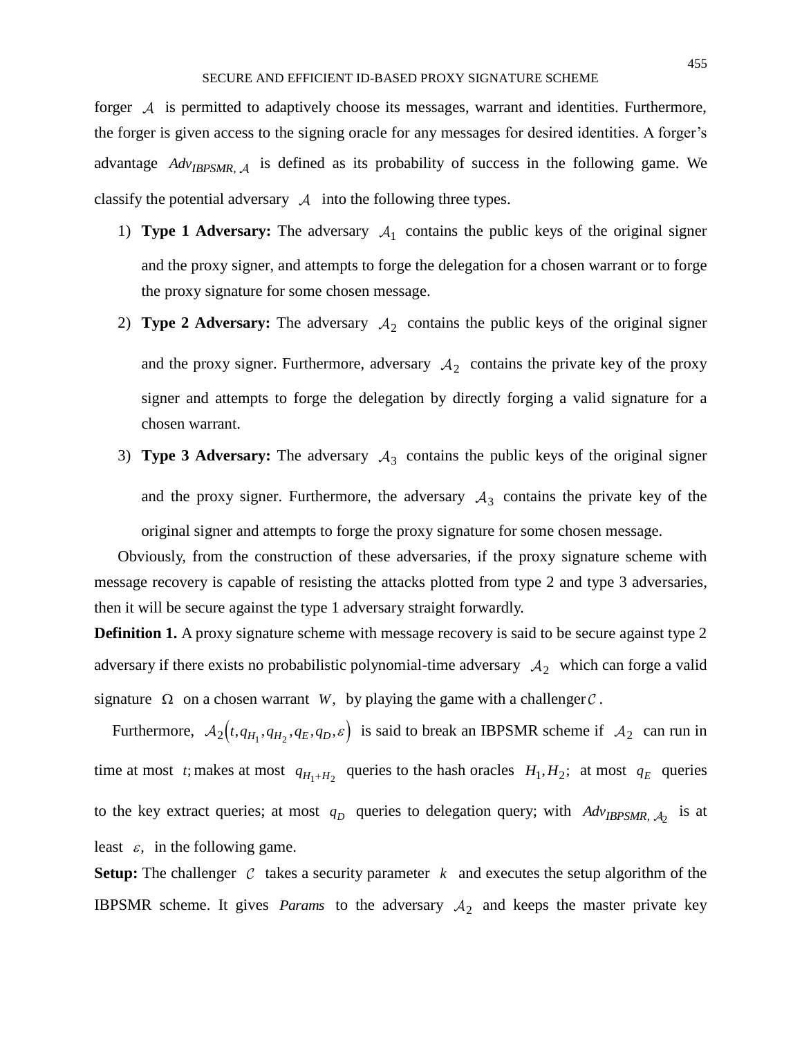forger $\mathcal{A}$ is permitted to adaptively choose its messages, warrant and identities. Furthermore, the forger is given access to the signing oracle for any messages for desired identities. A forger's advantage $Adv_{IBPSMR,\ \mathcal{A}}$ is defined as its probability of success in the following game. We classify the potential adversary $\mathcal{A}$ into the following three types.

1) **Type 1 Adversary:** The adversary $\mathcal{A}_1$ contains the public keys of the original signer and the proxy signer, and attempts to forge the delegation for a chosen warrant or to forge the proxy signature for some chosen message.
2) **Type 2 Adversary:** The adversary $\mathcal{A}_2$ contains the public keys of the original signer and the proxy signer. Furthermore, adversary $\mathcal{A}_2$ contains the private key of the proxy signer and attempts to forge the delegation by directly forging a valid signature for a chosen warrant.
3) **Type 3 Adversary:** The adversary $\mathcal{A}_3$ contains the public keys of the original signer and the proxy signer. Furthermore, the adversary $\mathcal{A}_3$ contains the private key of the original signer and attempts to forge the proxy signature for some chosen message.

Obviously, from the construction of these adversaries, if the proxy signature scheme with message recovery is capable of resisting the attacks plotted from type 2 and type 3 adversaries, then it will be secure against the type 1 adversary straight forwardly.

**Definition 1.** A proxy signature scheme with message recovery is said to be secure against type 2 adversary if there exists no probabilistic polynomial-time adversary $\mathcal{A}_2$ which can forge a valid signature $\Omega$ on a chosen warrant $W,$ by playing the game with a challenger $\mathcal{C}$.

Furthermore, $\mathcal{A}_2\left(t, q_{H_1}, q_{H_2}, q_E, q_D, \varepsilon\right)$ is said to break an IBPSMR scheme if $\mathcal{A}_2$ can run in time at most $t;$ makes at most $q_{H_1+H_2}$ queries to the hash oracles $H_1, H_2;$ at most $q_E$ queries to the key extract queries; at most $q_D$ queries to delegation query; with $Adv_{IBPSMR,\ \mathcal{A}_2}$ is at least $\varepsilon,$ in the following game.

**Setup:** The challenger $\mathcal{C}$ takes a security parameter $k$ and executes the setup algorithm of the IBPSMR scheme. It gives *Params* to the adversary $\mathcal{A}_2$ and keeps the master private key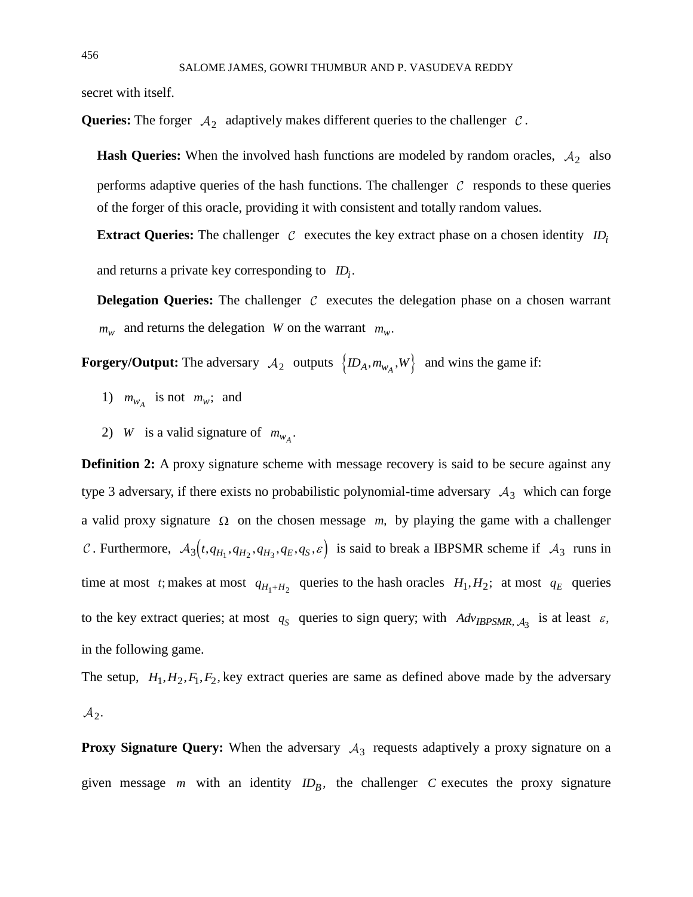secret with itself.

**Queries:** The forger $\mathcal{A}_2$ adaptively makes different queries to the challenger $\mathcal{C}$.

**Hash Queries:** When the involved hash functions are modeled by random oracles, $\mathcal{A}_2$ also performs adaptive queries of the hash functions. The challenger $\mathcal{C}$ responds to these queries of the forger of this oracle, providing it with consistent and totally random values.

**Extract Queries:** The challenger $\mathcal{C}$ executes the key extract phase on a chosen identity $ID_i$ and returns a private key corresponding to $ID_i$.

**Delegation Queries:** The challenger $\mathcal{C}$ executes the delegation phase on a chosen warrant $m_w$ and returns the delegation $W$ on the warrant $m_w$.

**Forgery/Output:** The adversary $\mathcal{A}_2$ outputs $\{ID_A, m_{w_A}, W\}$ and wins the game if:

1) $m_{w_A}$ is not $m_w$; and

2) $W$ is a valid signature of $m_{w_A}$.

**Definition 2:** A proxy signature scheme with message recovery is said to be secure against any type 3 adversary, if there exists no probabilistic polynomial-time adversary $\mathcal{A}_3$ which can forge a valid proxy signature $\Omega$ on the chosen message $m$, by playing the game with a challenger $\mathcal{C}$. Furthermore, $\mathcal{A}_3(t, q_{H_1}, q_{H_2}, q_{H_3}, q_E, q_S, \varepsilon)$ is said to break a IBPSMR scheme if $\mathcal{A}_3$ runs in time at most $t$; makes at most $q_{H_1+H_2}$ queries to the hash oracles $H_1, H_2$; at most $q_E$ queries to the key extract queries; at most $q_S$ queries to sign query; with $Adv_{IBPSMR, \mathcal{A}_3}$ is at least $\varepsilon$, in the following game.

The setup, $H_1, H_2, F_1, F_2$, key extract queries are same as defined above made by the adversary $\mathcal{A}_2$.

**Proxy Signature Query:** When the adversary $\mathcal{A}_3$ requests adaptively a proxy signature on a given message $m$ with an identity $ID_B$, the challenger $C$ executes the proxy signature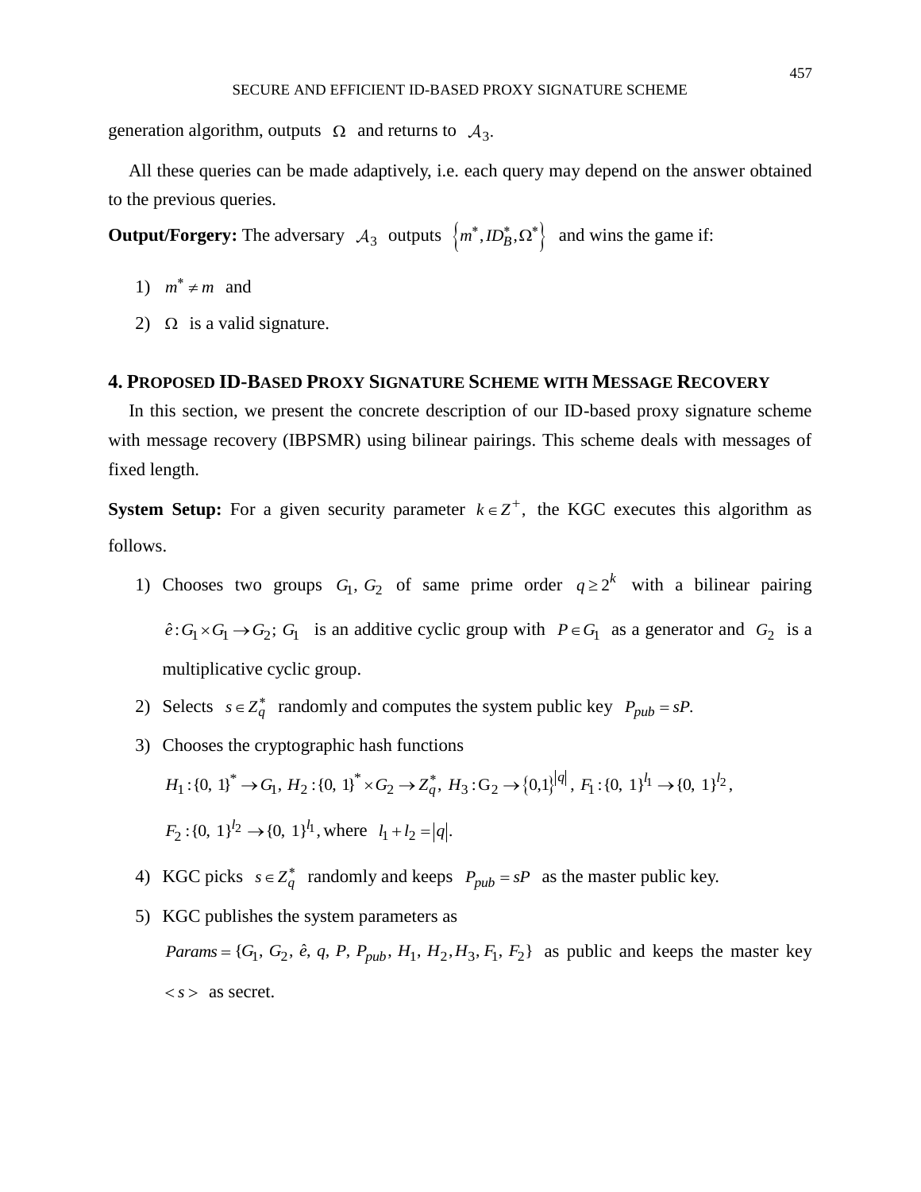generation algorithm, outputs $\Omega$ and returns to $\mathcal{A}_3$.

All these queries can be made adaptively, i.e. each query may depend on the answer obtained to the previous queries.

**Output/Forgery:** The adversary $\mathcal{A}_3$ outputs $\left\{m^*, ID_B^*, \Omega^*\right\}$ and wins the game if:

1) $m^* \neq m$ and
2) $\Omega$ is a valid signature.

## 4. PROPOSED ID-BASED PROXY SIGNATURE SCHEME WITH MESSAGE RECOVERY

In this section, we present the concrete description of our ID-based proxy signature scheme with message recovery (IBPSMR) using bilinear pairings. This scheme deals with messages of fixed length.

**System Setup:** For a given security parameter $k \in Z^+$, the KGC executes this algorithm as follows.

1) Chooses two groups $G_1, G_2$ of same prime order $q \geq 2^k$ with a bilinear pairing $\hat{e}: G_1 \times G_1 \rightarrow G_2$; $G_1$ is an additive cyclic group with $P \in G_1$ as a generator and $G_2$ is a multiplicative cyclic group.
2) Selects $s \in Z_q^*$ randomly and computes the system public key $P_{pub} = sP$.
3) Chooses the cryptographic hash functions

   $H_1: \{0, 1\}^* \rightarrow G_1$, $H_2: \{0, 1\}^* \times G_2 \rightarrow Z_q^*$, $H_3: \mathrm{G}_2 \rightarrow \{0,1\}^{|q|}$, $F_1: \{0, 1\}^{l_1} \rightarrow \{0, 1\}^{l_2}$,

   $F_2: \{0, 1\}^{l_2} \rightarrow \{0, 1\}^{l_1}$, where $l_1 + l_2 = |q|$.
4) KGC picks $s \in Z_q^*$ randomly and keeps $P_{pub} = sP$ as the master public key.
5) KGC publishes the system parameters as

   $Params = \{G_1, G_2, \hat{e}, q, P, P_{pub}, H_1, H_2, H_3, F_1, F_2\}$ as public and keeps the master key $< s >$ as secret.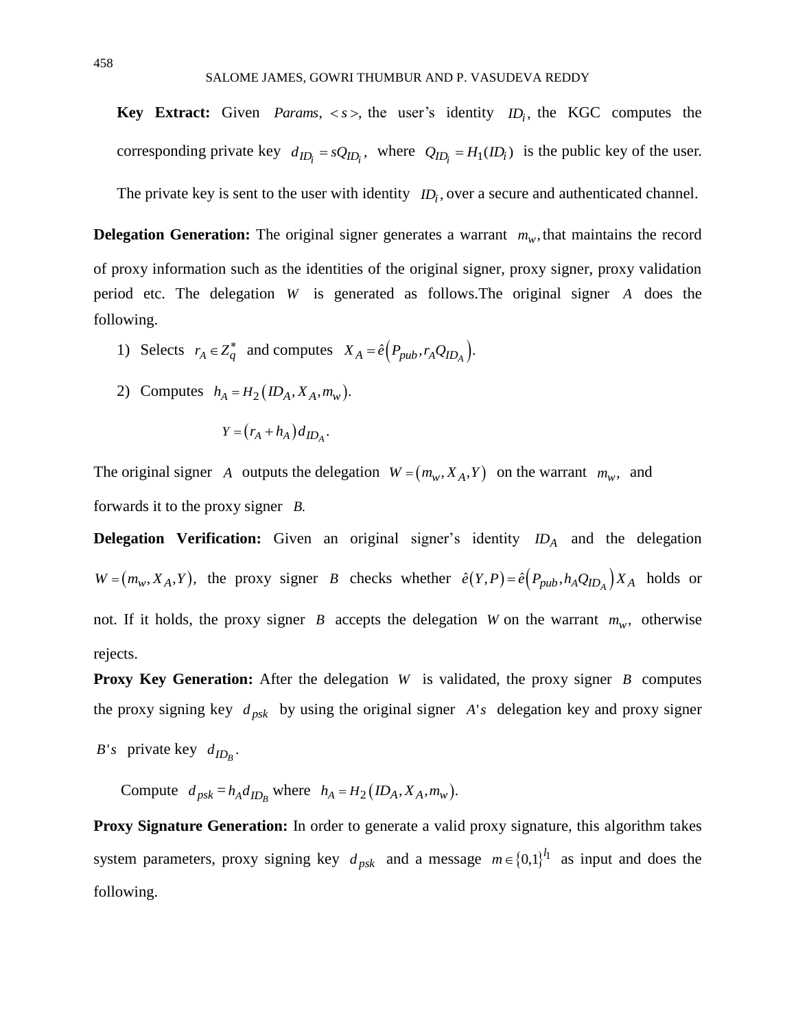**Key Extract:** Given $Params$, $<s>$, the user's identity $ID_i$, the KGC computes the corresponding private key $d_{ID_i} = sQ_{ID_i}$, where $Q_{ID_i} = H_1(ID_i)$ is the public key of the user. The private key is sent to the user with identity $ID_i$, over a secure and authenticated channel.

**Delegation Generation:** The original signer generates a warrant $m_w$, that maintains the record of proxy information such as the identities of the original signer, proxy signer, proxy validation period etc. The delegation $W$ is generated as follows.The original signer $A$ does the following.

1) Selects $r_A \in Z_q^*$ and computes $X_A = \hat{e}\left(P_{pub}, r_A Q_{ID_A}\right)$.

2) Computes $h_A = H_2\left(ID_A, X_A, m_w\right)$.

$$Y = \left(r_A + h_A\right) d_{ID_A}.$$

The original signer $A$ outputs the delegation $W = \left(m_w, X_A, Y\right)$ on the warrant $m_w$, and forwards it to the proxy signer $B$.

**Delegation Verification:** Given an original signer's identity $ID_A$ and the delegation $W = \left(m_w, X_A, Y\right)$, the proxy signer $B$ checks whether $\hat{e}(Y, P) = \hat{e}\left(P_{pub}, h_A Q_{ID_A}\right) X_A$ holds or not. If it holds, the proxy signer $B$ accepts the delegation $W$ on the warrant $m_w$, otherwise rejects.

**Proxy Key Generation:** After the delegation $W$ is validated, the proxy signer $B$ computes the proxy signing key $d_{psk}$ by using the original signer $A's$ delegation key and proxy signer $B's$ private key $d_{ID_B}$.

Compute $d_{psk} = h_A d_{ID_B}$ where $h_A = H_2\left(ID_A, X_A, m_w\right)$.

**Proxy Signature Generation:** In order to generate a valid proxy signature, this algorithm takes system parameters, proxy signing key $d_{psk}$ and a message $m \in \{0,1\}^{l_1}$ as input and does the following.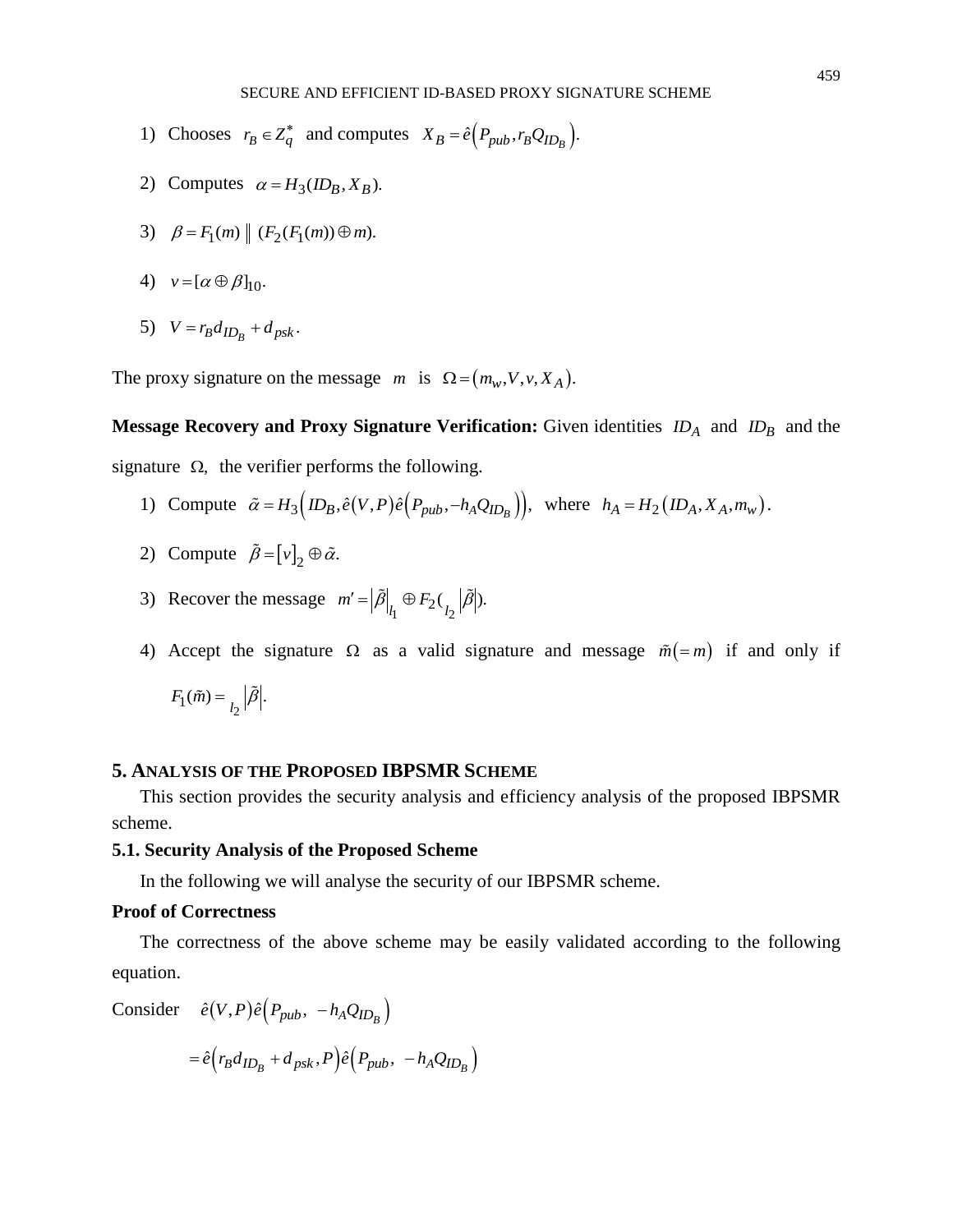1) Chooses $r_B \in Z_q^*$ and computes $X_B = \hat{e}\left(P_{pub}, r_B Q_{ID_B}\right).$

2) Computes $\alpha = H_3(ID_B, X_B).$

3) $\beta = F_1(m) \parallel (F_2(F_1(m)) \oplus m).$

4) $v = [\alpha \oplus \beta]_{10}.$

5) $V = r_B d_{ID_B} + d_{psk}.$

The proxy signature on the message $m$ is $\Omega = \left(m_w, V, v, X_A\right).$

**Message Recovery and Proxy Signature Verification:** Given identities $ID_A$ and $ID_B$ and the signature $\Omega,$ the verifier performs the following.

1) Compute $\tilde{\alpha} = H_3\left(ID_B, \hat{e}(V,P)\hat{e}\left(P_{pub}, -h_A Q_{ID_B}\right)\right),$ where $h_A = H_2\left(ID_A, X_A, m_w\right).$

2) Compute $\tilde{\beta} = \left[v\right]_2 \oplus \tilde{\alpha}.$

3) Recover the message $m' = \left|\tilde{\beta}\right|_{l_1} \oplus F_2\left({}_{l_2}\left|\tilde{\beta}\right|\right).$

4) Accept the signature $\Omega$ as a valid signature and message $\tilde{m}(=m)$ if and only if $F_1(\tilde{m}) = {}_{l_2}\left|\tilde{\beta}\right|.$

## 5. Analysis of the Proposed IBPSMR Scheme

This section provides the security analysis and efficiency analysis of the proposed IBPSMR scheme.

### 5.1. Security Analysis of the Proposed Scheme

In the following we will analyse the security of our IBPSMR scheme.

**Proof of Correctness**

The correctness of the above scheme may be easily validated according to the following equation.

Consider $\hat{e}(V,P)\hat{e}\left(P_{pub}, \; -h_A Q_{ID_B}\right)$

$$= \hat{e}\left(r_B d_{ID_B} + d_{psk}, P\right)\hat{e}\left(P_{pub}, \; -h_A Q_{ID_B}\right)$$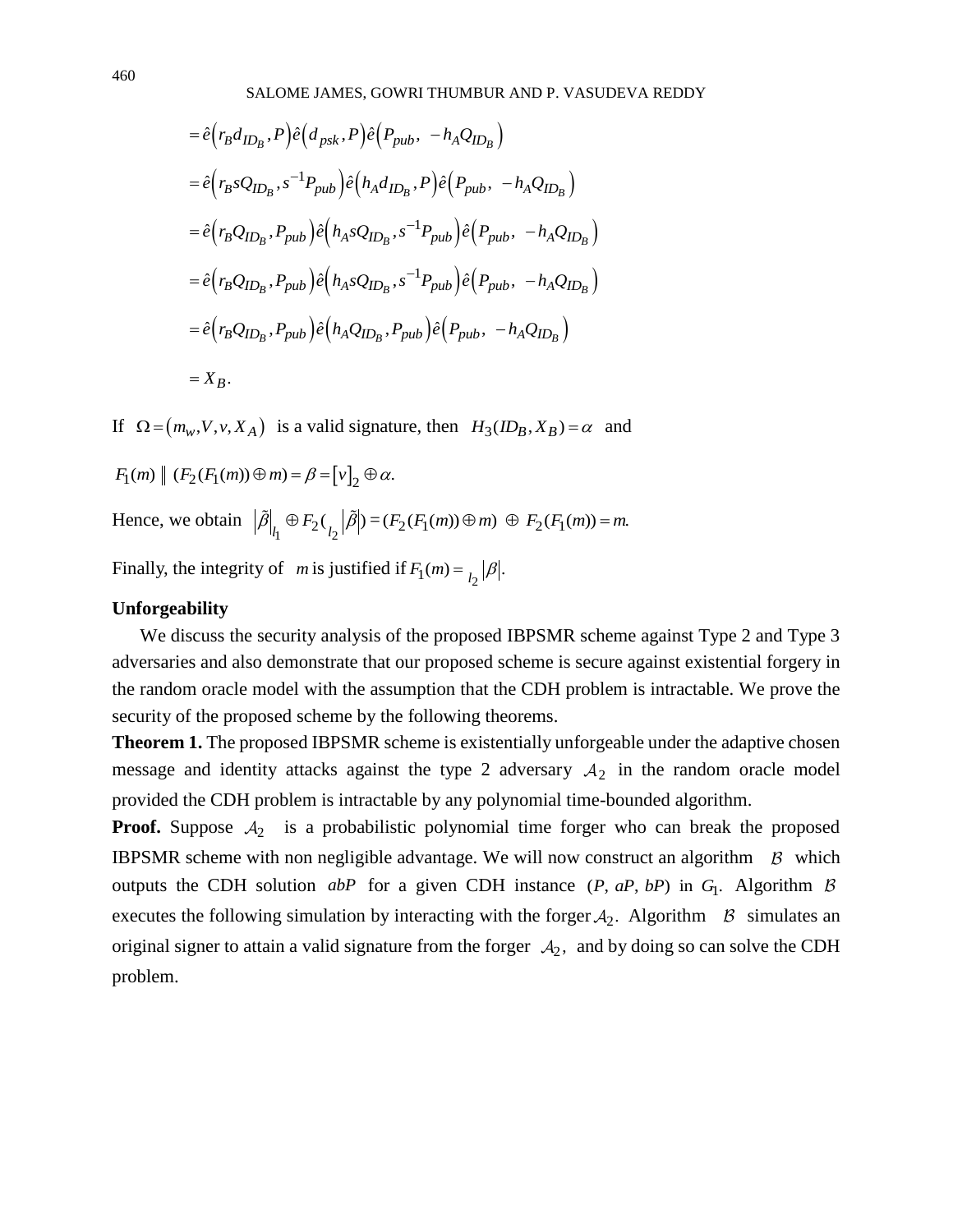$$
\begin{aligned}
&= \hat{e}\left(r_B d_{ID_B}, P\right)\hat{e}\left(d_{psk}, P\right)\hat{e}\left(P_{pub}, \ -h_A Q_{ID_B}\right) \\
&= \hat{e}\left(r_B s Q_{ID_B}, s^{-1}P_{pub}\right)\hat{e}\left(h_A d_{ID_B}, P\right)\hat{e}\left(P_{pub}, \ -h_A Q_{ID_B}\right) \\
&= \hat{e}\left(r_B Q_{ID_B}, P_{pub}\right)\hat{e}\left(h_A s Q_{ID_B}, s^{-1}P_{pub}\right)\hat{e}\left(P_{pub}, \ -h_A Q_{ID_B}\right) \\
&= \hat{e}\left(r_B Q_{ID_B}, P_{pub}\right)\hat{e}\left(h_A s Q_{ID_B}, s^{-1}P_{pub}\right)\hat{e}\left(P_{pub}, \ -h_A Q_{ID_B}\right) \\
&= \hat{e}\left(r_B Q_{ID_B}, P_{pub}\right)\hat{e}\left(h_A Q_{ID_B}, P_{pub}\right)\hat{e}\left(P_{pub}, \ -h_A Q_{ID_B}\right) \\
&= X_B.
\end{aligned}
$$

If $\Omega = (m_w, V, v, X_A)$ is a valid signature, then $H_3(ID_B, X_B) = \alpha$ and

$F_1(m) \parallel (F_2(F_1(m)) \oplus m) = \beta = [v]_2 \oplus \alpha.$

Hence, we obtain $\left|\tilde{\beta}\right|_{l_1} \oplus F_2({}_{l_2}\left|\tilde{\beta}\right|) = (F_2(F_1(m)) \oplus m) \ \oplus \ F_2(F_1(m)) = m.$

Finally, the integrity of $m$ is justified if $F_1(m) = {}_{l_2}\left|\beta\right|.$

**Unforgeability**

We discuss the security analysis of the proposed IBPSMR scheme against Type 2 and Type 3 adversaries and also demonstrate that our proposed scheme is secure against existential forgery in the random oracle model with the assumption that the CDH problem is intractable. We prove the security of the proposed scheme by the following theorems.

**Theorem 1.** The proposed IBPSMR scheme is existentially unforgeable under the adaptive chosen message and identity attacks against the type 2 adversary $\mathcal{A}_2$ in the random oracle model provided the CDH problem is intractable by any polynomial time-bounded algorithm.

**Proof.** Suppose $\mathcal{A}_2$ is a probabilistic polynomial time forger who can break the proposed IBPSMR scheme with non negligible advantage. We will now construct an algorithm $\mathcal{B}$ which outputs the CDH solution $abP$ for a given CDH instance $(P, aP, bP)$ in $G_1$. Algorithm $\mathcal{B}$ executes the following simulation by interacting with the forger $\mathcal{A}_2$. Algorithm $\mathcal{B}$ simulates an original signer to attain a valid signature from the forger $\mathcal{A}_2$, and by doing so can solve the CDH problem.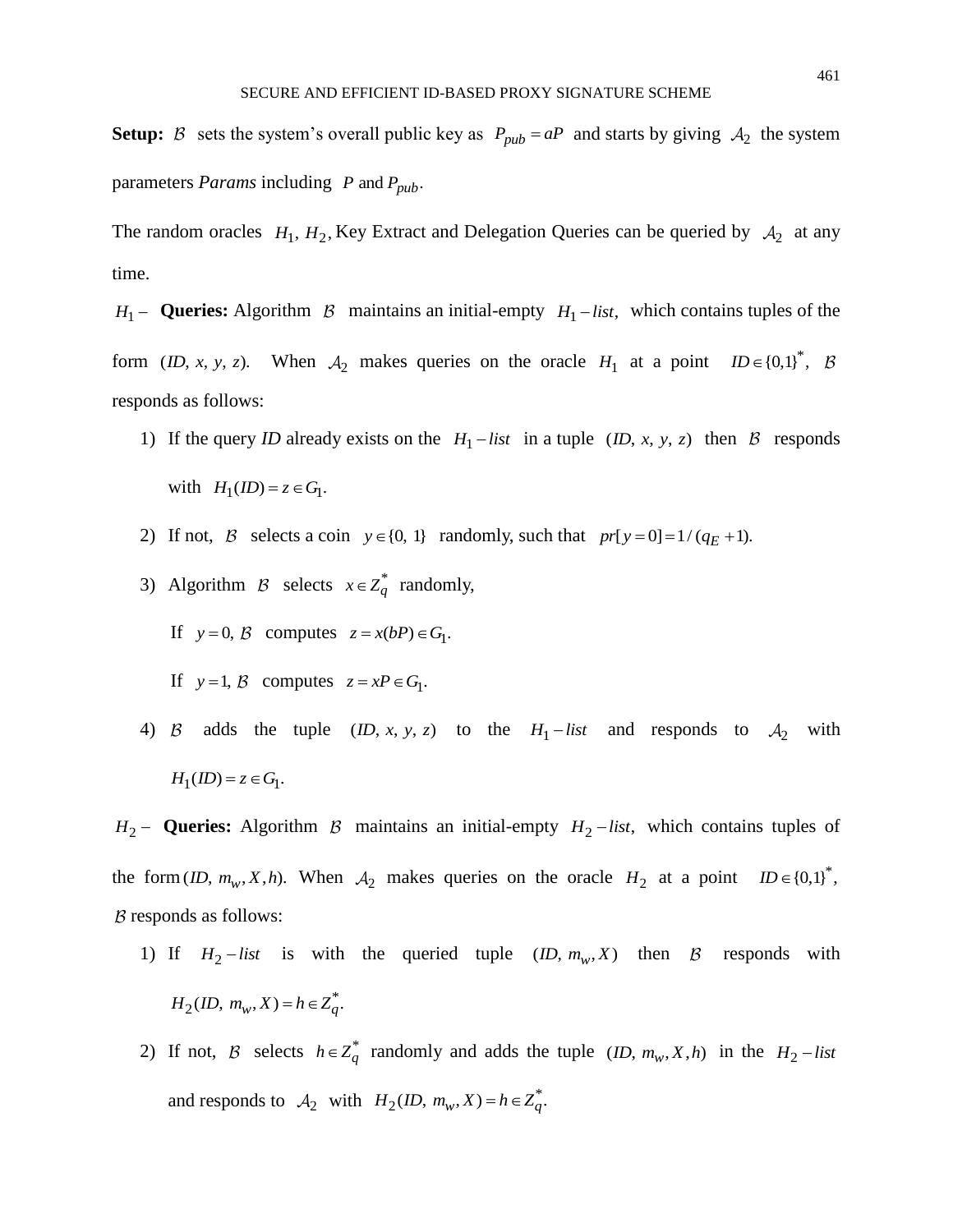**Setup:** $\mathcal{B}$ sets the system's overall public key as $P_{pub} = aP$ and starts by giving $\mathcal{A}_2$ the system parameters *Params* including $P$ and $P_{pub}$.

The random oracles $H_1, H_2$, Key Extract and Delegation Queries can be queried by $\mathcal{A}_2$ at any time.

$H_1$ – **Queries:** Algorithm $\mathcal{B}$ maintains an initial-empty $H_1 - list$, which contains tuples of the form $(ID, x, y, z)$. When $\mathcal{A}_2$ makes queries on the oracle $H_1$ at a point $ID \in \{0,1\}^*$, $\mathcal{B}$ responds as follows:

1) If the query *ID* already exists on the $H_1 - list$ in a tuple $(ID, x, y, z)$ then $\mathcal{B}$ responds with $H_1(ID) = z \in G_1$.
2) If not, $\mathcal{B}$ selects a coin $y \in \{0, 1\}$ randomly, such that $pr[y = 0] = 1/(q_E + 1)$.
3) Algorithm $\mathcal{B}$ selects $x \in Z_q^*$ randomly,

   If $y = 0$, $\mathcal{B}$ computes $z = x(bP) \in G_1$.

   If $y = 1$, $\mathcal{B}$ computes $z = xP \in G_1$.
4) $\mathcal{B}$ adds the tuple $(ID, x, y, z)$ to the $H_1 - list$ and responds to $\mathcal{A}_2$ with $H_1(ID) = z \in G_1$.

$H_2$ – **Queries:** Algorithm $\mathcal{B}$ maintains an initial-empty $H_2 - list$, which contains tuples of the form $(ID, m_w, X, h)$. When $\mathcal{A}_2$ makes queries on the oracle $H_2$ at a point $ID \in \{0,1\}^*$, $\mathcal{B}$ responds as follows:

1) If $H_2 - list$ is with the queried tuple $(ID, m_w, X)$ then $\mathcal{B}$ responds with $H_2(ID, m_w, X) = h \in Z_q^*$.
2) If not, $\mathcal{B}$ selects $h \in Z_q^*$ randomly and adds the tuple $(ID, m_w, X, h)$ in the $H_2 - list$ and responds to $\mathcal{A}_2$ with $H_2(ID, m_w, X) = h \in Z_q^*$.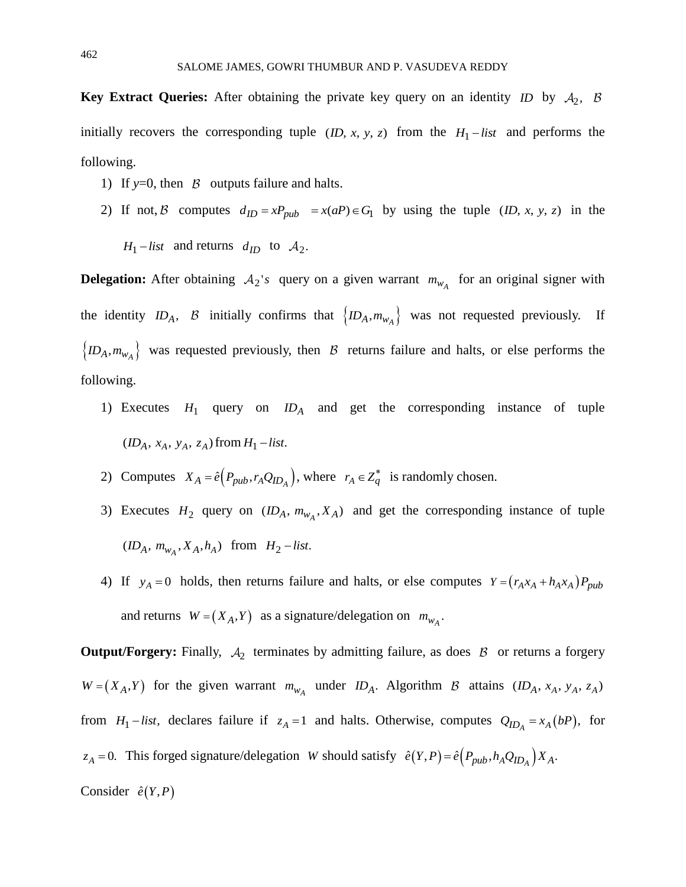**Key Extract Queries:** After obtaining the private key query on an identity $ID$ by $\mathcal{A}_2$, $\mathcal{B}$ initially recovers the corresponding tuple $(ID, x, y, z)$ from the $H_1 - list$ and performs the following.

1) If $y$=0, then $\mathcal{B}$ outputs failure and halts.
2) If not, $\mathcal{B}$ computes $d_{ID} = xP_{pub} = x(aP) \in G_1$ by using the tuple $(ID, x, y, z)$ in the $H_1 - list$ and returns $d_{ID}$ to $\mathcal{A}_2$.

**Delegation:** After obtaining $\mathcal{A}_2$'s query on a given warrant $m_{w_A}$ for an original signer with the identity $ID_A$, $\mathcal{B}$ initially confirms that $\{ID_A, m_{w_A}\}$ was not requested previously. If $\{ID_A, m_{w_A}\}$ was requested previously, then $\mathcal{B}$ returns failure and halts, or else performs the following.

1) Executes $H_1$ query on $ID_A$ and get the corresponding instance of tuple $(ID_A, x_A, y_A, z_A)$ from $H_1 - list$.
2) Computes $X_A = \hat{e}\left(P_{pub}, r_A Q_{ID_A}\right)$, where $r_A \in Z_q^*$ is randomly chosen.
3) Executes $H_2$ query on $(ID_A, m_{w_A}, X_A)$ and get the corresponding instance of tuple $(ID_A, m_{w_A}, X_A, h_A)$ from $H_2 - list$.
4) If $y_A = 0$ holds, then returns failure and halts, or else computes $Y = \left(r_A x_A + h_A x_A\right) P_{pub}$ and returns $W = \left(X_A, Y\right)$ as a signature/delegation on $m_{w_A}$.

**Output/Forgery:** Finally, $\mathcal{A}_2$ terminates by admitting failure, as does $\mathcal{B}$ or returns a forgery $W = \left(X_A, Y\right)$ for the given warrant $m_{w_A}$ under $ID_A$. Algorithm $\mathcal{B}$ attains $(ID_A, x_A, y_A, z_A)$ from $H_1 - list$, declares failure if $z_A = 1$ and halts. Otherwise, computes $Q_{ID_A} = x_A(bP)$, for $z_A = 0$. This forged signature/delegation $W$ should satisfy $\hat{e}(Y, P) = \hat{e}\left(P_{pub}, h_A Q_{ID_A}\right) X_A$.

Consider $\hat{e}(Y, P)$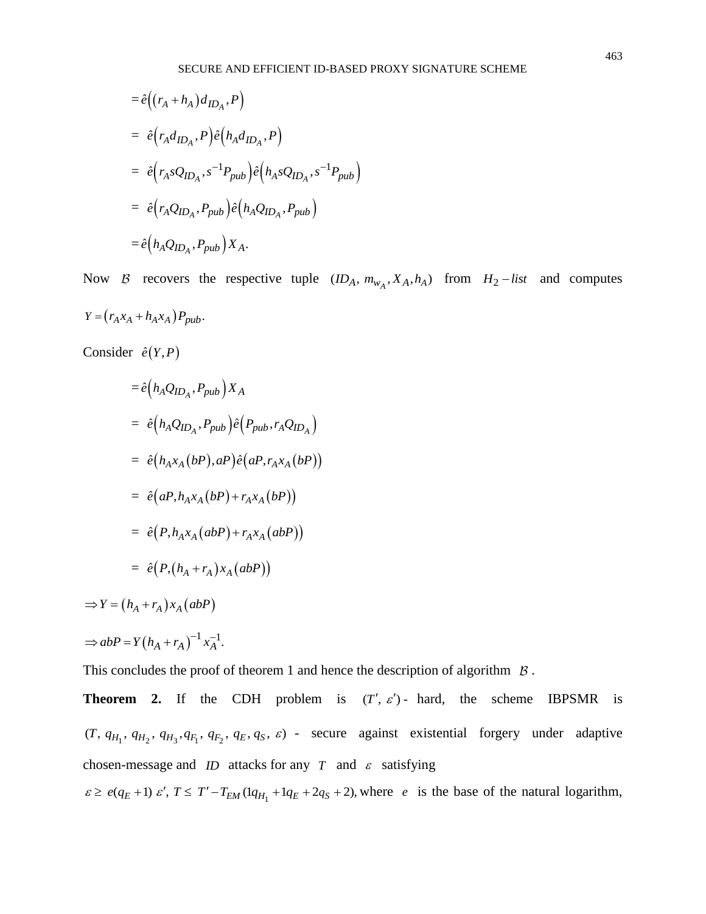$$= \hat{e}\left(\left(r_A + h_A\right) d_{ID_A}, P\right)$$

$$= \hat{e}\left(r_A d_{ID_A}, P\right) \hat{e}\left(h_A d_{ID_A}, P\right)$$

$$= \hat{e}\left(r_A s Q_{ID_A}, s^{-1} P_{pub}\right) \hat{e}\left(h_A s Q_{ID_A}, s^{-1} P_{pub}\right)$$

$$= \hat{e}\left(r_A Q_{ID_A}, P_{pub}\right) \hat{e}\left(h_A Q_{ID_A}, P_{pub}\right)$$

$$= \hat{e}\left(h_A Q_{ID_A}, P_{pub}\right) X_A.$$

Now $\mathcal{B}$ recovers the respective tuple $(ID_A, m_{w_A}, X_A, h_A)$ from $H_2 - list$ and computes $Y = \left(r_A x_A + h_A x_A\right) P_{pub}$.

Consider $\hat{e}(Y, P)$

$$= \hat{e}\left(h_A Q_{ID_A}, P_{pub}\right) X_A$$

$$= \hat{e}\left(h_A Q_{ID_A}, P_{pub}\right) \hat{e}\left(P_{pub}, r_A Q_{ID_A}\right)$$

$$= \hat{e}\left(h_A x_A (bP), aP\right) \hat{e}\left(aP, r_A x_A (bP)\right)$$

$$= \hat{e}\left(aP, h_A x_A (bP) + r_A x_A (bP)\right)$$

$$= \hat{e}\left(P, h_A x_A (abP) + r_A x_A (abP)\right)$$

$$= \hat{e}\left(P, \left(h_A + r_A\right) x_A (abP)\right)$$

$$\Rightarrow Y = \left(h_A + r_A\right) x_A (abP)$$

$$\Rightarrow abP = Y \left(h_A + r_A\right)^{-1} x_A^{-1}.$$

This concludes the proof of theorem 1 and hence the description of algorithm $\mathcal{B}$.

**Theorem 2.** If the CDH problem is $(T', \varepsilon')$ - hard, the scheme IBPSMR is $(T, q_{H_1}, q_{H_2}, q_{H_3}, q_{F_1}, q_{F_2}, q_E, q_S, \varepsilon)$ - secure against existential forgery under adaptive chosen-message and $ID$ attacks for any $T$ and $\varepsilon$ satisfying $\varepsilon \geq e(q_E + 1)\,\varepsilon'$, $T \leq T' - T_{EM}(1q_{H_1} + 1q_E + 2q_S + 2)$, where $e$ is the base of the natural logarithm,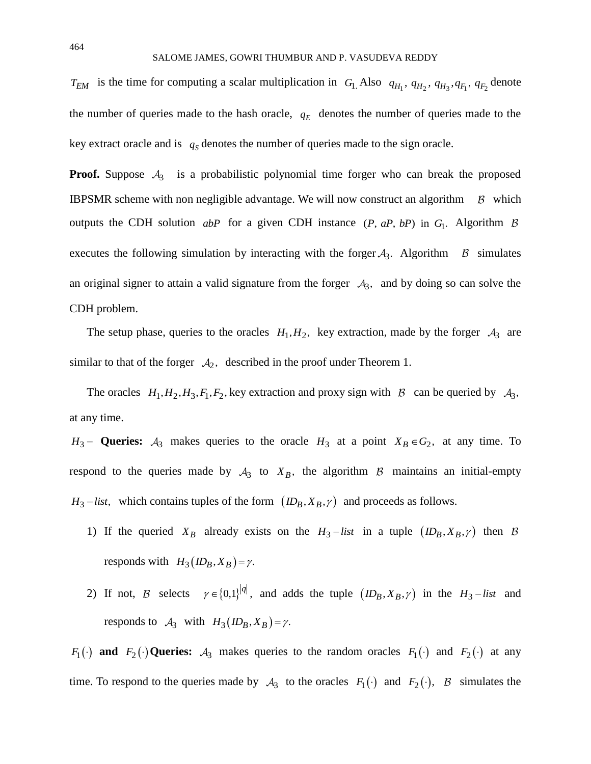$T_{EM}$ is the time for computing a scalar multiplication in $G_1$. Also $q_{H_1}$, $q_{H_2}$, $q_{H_3}$, $q_{F_1}$, $q_{F_2}$ denote the number of queries made to the hash oracle, $q_E$ denotes the number of queries made to the key extract oracle and is $q_S$ denotes the number of queries made to the sign oracle.

**Proof.** Suppose $\mathcal{A}_3$ is a probabilistic polynomial time forger who can break the proposed IBPSMR scheme with non negligible advantage. We will now construct an algorithm $\mathcal{B}$ which outputs the CDH solution $abP$ for a given CDH instance $(P, aP, bP)$ in $G_1$. Algorithm $\mathcal{B}$ executes the following simulation by interacting with the forger $\mathcal{A}_3$. Algorithm $\mathcal{B}$ simulates an original signer to attain a valid signature from the forger $\mathcal{A}_3$, and by doing so can solve the CDH problem.

The setup phase, queries to the oracles $H_1, H_2$, key extraction, made by the forger $\mathcal{A}_3$ are similar to that of the forger $\mathcal{A}_2$, described in the proof under Theorem 1.

The oracles $H_1, H_2, H_3, F_1, F_2$, key extraction and proxy sign with $\mathcal{B}$ can be queried by $\mathcal{A}_3$, at any time.

$H_3-$ **Queries:** $\mathcal{A}_3$ makes queries to the oracle $H_3$ at a point $X_B \in G_2$, at any time. To respond to the queries made by $\mathcal{A}_3$ to $X_B$, the algorithm $\mathcal{B}$ maintains an initial-empty $H_3-list$, which contains tuples of the form $(ID_B, X_B, \gamma)$ and proceeds as follows.

1) If the queried $X_B$ already exists on the $H_3-list$ in a tuple $(ID_B, X_B, \gamma)$ then $\mathcal{B}$ responds with $H_3(ID_B, X_B) = \gamma$.
2) If not, $\mathcal{B}$ selects $\gamma \in \{0,1\}^{|q|}$, and adds the tuple $(ID_B, X_B, \gamma)$ in the $H_3-list$ and responds to $\mathcal{A}_3$ with $H_3(ID_B, X_B) = \gamma$.

$F_1(\cdot)$ **and** $F_2(\cdot)$ **Queries:** $\mathcal{A}_3$ makes queries to the random oracles $F_1(\cdot)$ and $F_2(\cdot)$ at any time. To respond to the queries made by $\mathcal{A}_3$ to the oracles $F_1(\cdot)$ and $F_2(\cdot)$, $\mathcal{B}$ simulates the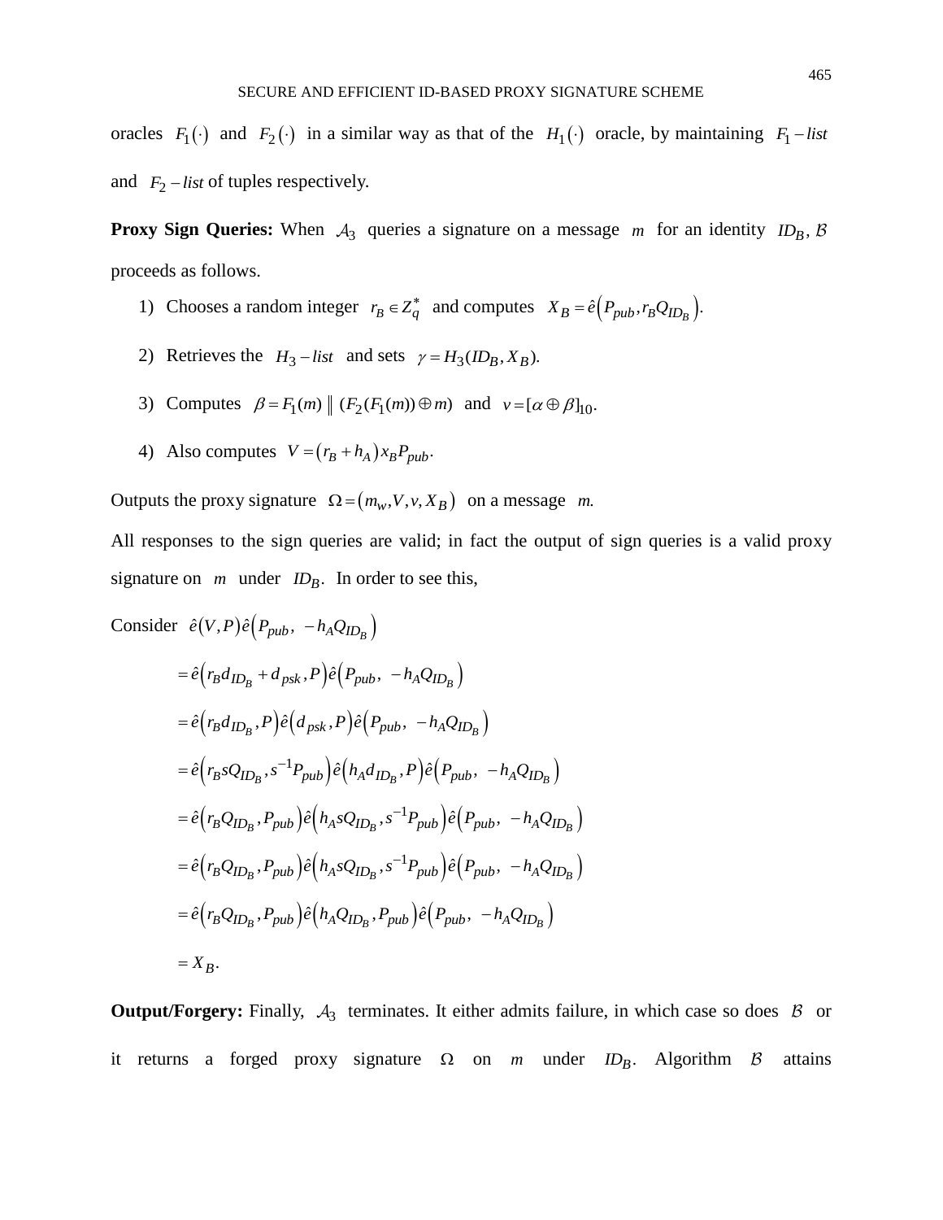oracles $F_1(\cdot)$ and $F_2(\cdot)$ in a similar way as that of the $H_1(\cdot)$ oracle, by maintaining $F_1 - list$ and $F_2 - list$ of tuples respectively.

**Proxy Sign Queries:** When $\mathcal{A}_3$ queries a signature on a message $m$ for an identity $ID_B$, $\mathcal{B}$ proceeds as follows.

1) Chooses a random integer $r_B \in Z_q^*$ and computes $X_B = \hat{e}\left(P_{pub}, r_B Q_{ID_B}\right)$.
2) Retrieves the $H_3 - list$ and sets $\gamma = H_3(ID_B, X_B)$.
3) Computes $\beta = F_1(m) \parallel (F_2(F_1(m)) \oplus m)$ and $v = [\alpha \oplus \beta]_{10}$.
4) Also computes $V = (r_B + h_A) x_B P_{pub}$.

Outputs the proxy signature $\Omega = (m_w, V, v, X_B)$ on a message $m$.

All responses to the sign queries are valid; in fact the output of sign queries is a valid proxy signature on $m$ under $ID_B$. In order to see this,

Consider $\hat{e}(V,P)\hat{e}\left(P_{pub}, -h_A Q_{ID_B}\right)$

$$
\begin{aligned}
&= \hat{e}\left(r_B d_{ID_B} + d_{psk}, P\right)\hat{e}\left(P_{pub}, -h_A Q_{ID_B}\right) \\
&= \hat{e}\left(r_B d_{ID_B}, P\right)\hat{e}\left(d_{psk}, P\right)\hat{e}\left(P_{pub}, -h_A Q_{ID_B}\right) \\
&= \hat{e}\left(r_B s Q_{ID_B}, s^{-1} P_{pub}\right)\hat{e}\left(h_A d_{ID_B}, P\right)\hat{e}\left(P_{pub}, -h_A Q_{ID_B}\right) \\
&= \hat{e}\left(r_B Q_{ID_B}, P_{pub}\right)\hat{e}\left(h_A s Q_{ID_B}, s^{-1} P_{pub}\right)\hat{e}\left(P_{pub}, -h_A Q_{ID_B}\right) \\
&= \hat{e}\left(r_B Q_{ID_B}, P_{pub}\right)\hat{e}\left(h_A s Q_{ID_B}, s^{-1} P_{pub}\right)\hat{e}\left(P_{pub}, -h_A Q_{ID_B}\right) \\
&= \hat{e}\left(r_B Q_{ID_B}, P_{pub}\right)\hat{e}\left(h_A Q_{ID_B}, P_{pub}\right)\hat{e}\left(P_{pub}, -h_A Q_{ID_B}\right) \\
&= X_B.
\end{aligned}
$$

**Output/Forgery:** Finally, $\mathcal{A}_3$ terminates. It either admits failure, in which case so does $\mathcal{B}$ or it returns a forged proxy signature $\Omega$ on $m$ under $ID_B$. Algorithm $\mathcal{B}$ attains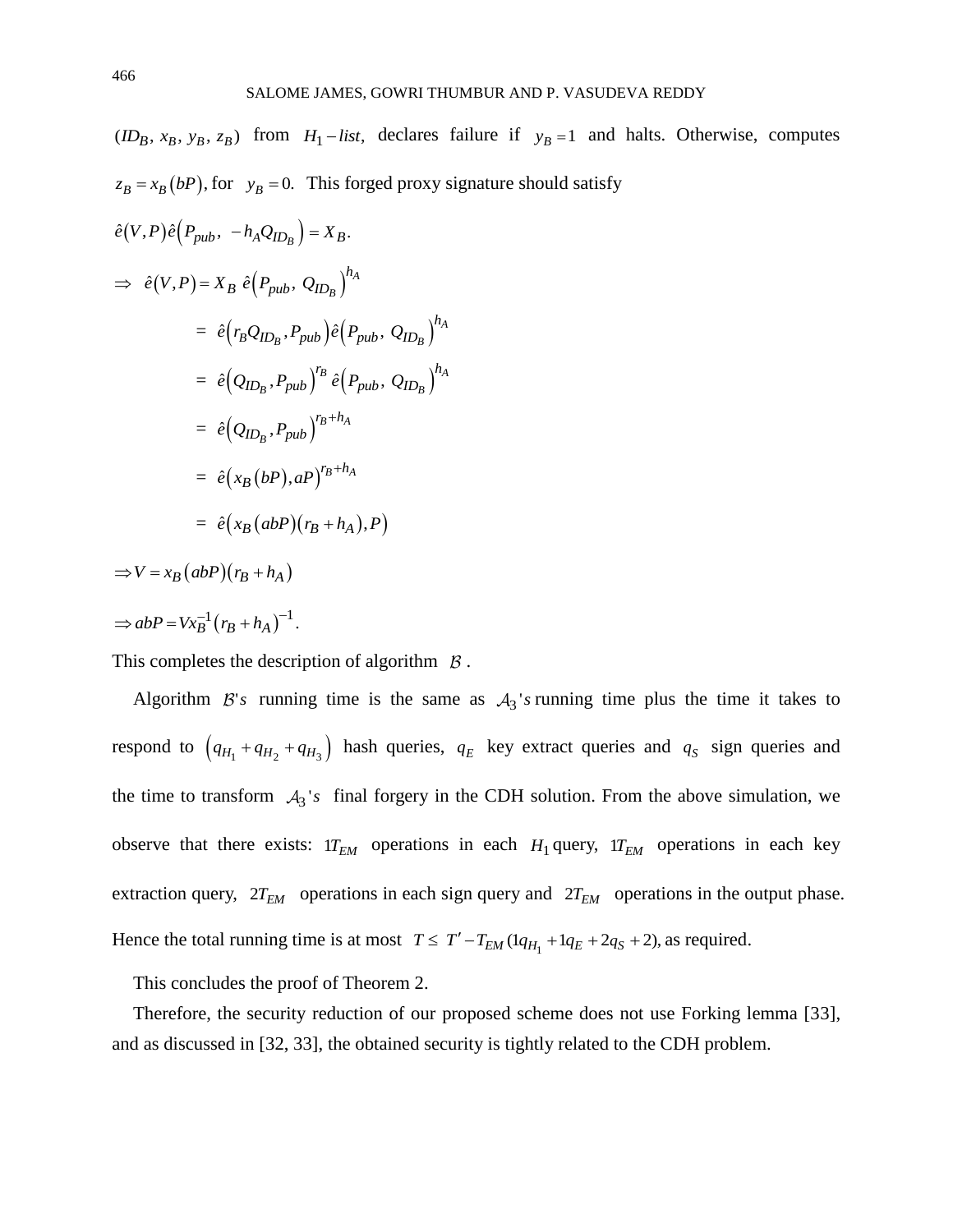$(ID_B, x_B, y_B, z_B)$ from $H_1 - list$, declares failure if $y_B = 1$ and halts. Otherwise, computes $z_B = x_B(bP)$, for $y_B = 0$. This forged proxy signature should satisfy

$$\hat{e}(V, P)\hat{e}\left(P_{pub}, -h_A Q_{ID_B}\right) = X_B.$$

$$\Rightarrow \hat{e}(V, P) = X_B \; \hat{e}\left(P_{pub}, Q_{ID_B}\right)^{h_A}$$

$$= \hat{e}\left(r_B Q_{ID_B}, P_{pub}\right)\hat{e}\left(P_{pub}, Q_{ID_B}\right)^{h_A}$$

$$= \hat{e}\left(Q_{ID_B}, P_{pub}\right)^{r_B} \hat{e}\left(P_{pub}, Q_{ID_B}\right)^{h_A}$$

$$= \hat{e}\left(Q_{ID_B}, P_{pub}\right)^{r_B + h_A}$$

$$= \hat{e}\left(x_B(bP), aP\right)^{r_B + h_A}$$

$$= \hat{e}\left(x_B(abP)(r_B + h_A), P\right)$$

$$\Rightarrow V = x_B(abP)(r_B + h_A)$$

$$\Rightarrow abP = V x_B^{-1}(r_B + h_A)^{-1}.$$

This completes the description of algorithm $\mathcal{B}$.

Algorithm $\mathcal{B}$'s running time is the same as $\mathcal{A}_3$'s running time plus the time it takes to respond to $\left(q_{H_1} + q_{H_2} + q_{H_3}\right)$ hash queries, $q_E$ key extract queries and $q_S$ sign queries and the time to transform $\mathcal{A}_3$'s final forgery in the CDH solution. From the above simulation, we observe that there exists: $1T_{EM}$ operations in each $H_1$ query, $1T_{EM}$ operations in each key extraction query, $2T_{EM}$ operations in each sign query and $2T_{EM}$ operations in the output phase. Hence the total running time is at most $T \leq T' - T_{EM}(1q_{H_1} + 1q_E + 2q_S + 2)$, as required.

This concludes the proof of Theorem 2.

Therefore, the security reduction of our proposed scheme does not use Forking lemma [33], and as discussed in [32, 33], the obtained security is tightly related to the CDH problem.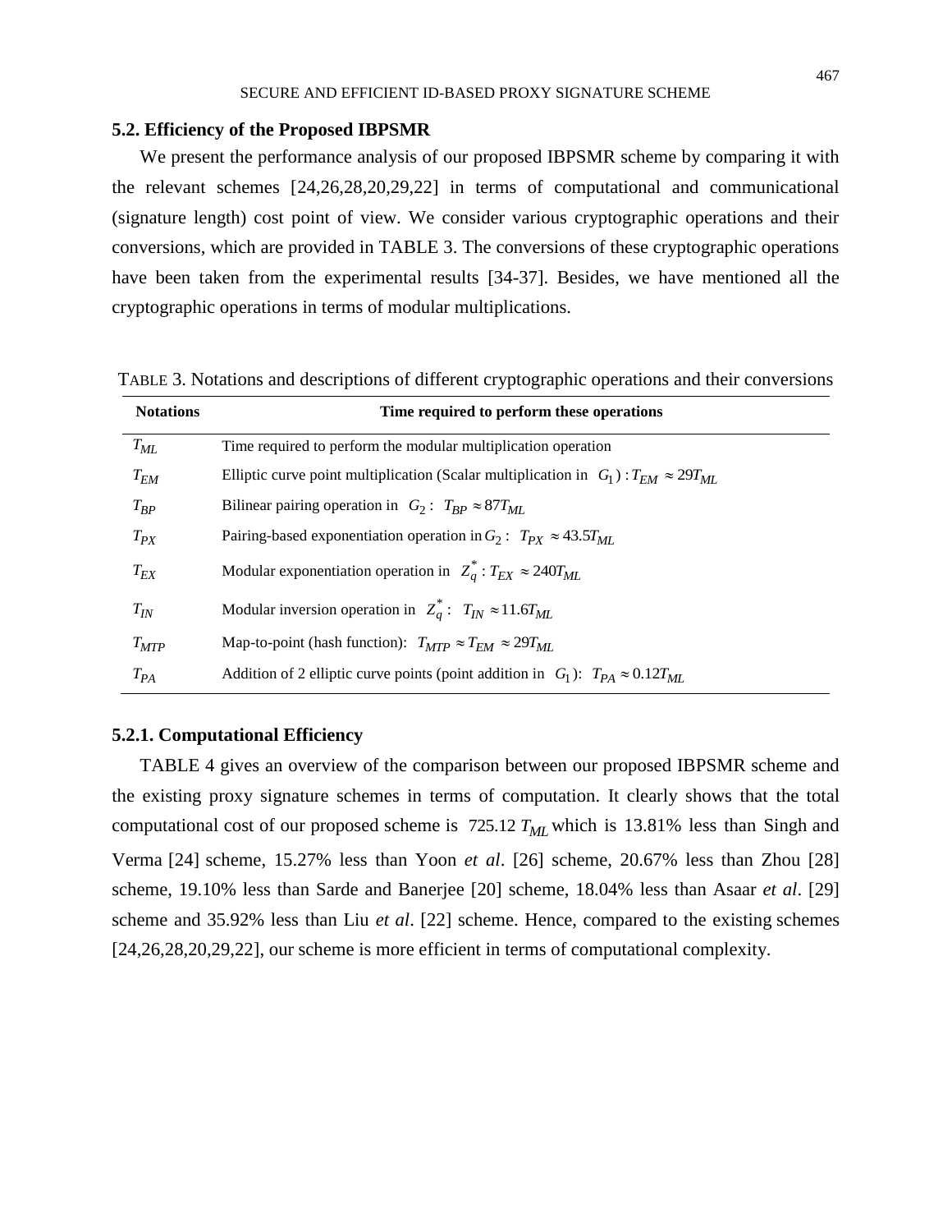### 5.2. Efficiency of the Proposed IBPSMR

We present the performance analysis of our proposed IBPSMR scheme by comparing it with the relevant schemes [24,26,28,20,29,22] in terms of computational and communicational (signature length) cost point of view. We consider various cryptographic operations and their conversions, which are provided in TABLE 3. The conversions of these cryptographic operations have been taken from the experimental results [34-37]. Besides, we have mentioned all the cryptographic operations in terms of modular multiplications.

TABLE 3. Notations and descriptions of different cryptographic operations and their conversions

| Notations | Time required to perform these operations |
|---|---|
| $T_{ML}$ | Time required to perform the modular multiplication operation |
| $T_{EM}$ | Elliptic curve point multiplication (Scalar multiplication in $G_1$) : $T_{EM} \approx 29T_{ML}$ |
| $T_{BP}$ | Bilinear pairing operation in $G_2$ : $T_{BP} \approx 87T_{ML}$ |
| $T_{PX}$ | Pairing-based exponentiation operation in $G_2$ : $T_{PX} \approx 43.5T_{ML}$ |
| $T_{EX}$ | Modular exponentiation operation in $Z_q^*$ : $T_{EX} \approx 240T_{ML}$ |
| $T_{IN}$ | Modular inversion operation in $Z_q^*$ : $T_{IN} \approx 11.6T_{ML}$ |
| $T_{MTP}$ | Map-to-point (hash function): $T_{MTP} \approx T_{EM} \approx 29T_{ML}$ |
| $T_{PA}$ | Addition of 2 elliptic curve points (point addition in $G_1$): $T_{PA} \approx 0.12T_{ML}$ |

#### 5.2.1. Computational Efficiency

TABLE 4 gives an overview of the comparison between our proposed IBPSMR scheme and the existing proxy signature schemes in terms of computation. It clearly shows that the total computational cost of our proposed scheme is $725.12\, T_{ML}$ which is 13.81% less than Singh and Verma [24] scheme, 15.27% less than Yoon *et al*. [26] scheme, 20.67% less than Zhou [28] scheme, 19.10% less than Sarde and Banerjee [20] scheme, 18.04% less than Asaar *et al*. [29] scheme and 35.92% less than Liu *et al*. [22] scheme. Hence, compared to the existing schemes [24,26,28,20,29,22], our scheme is more efficient in terms of computational complexity.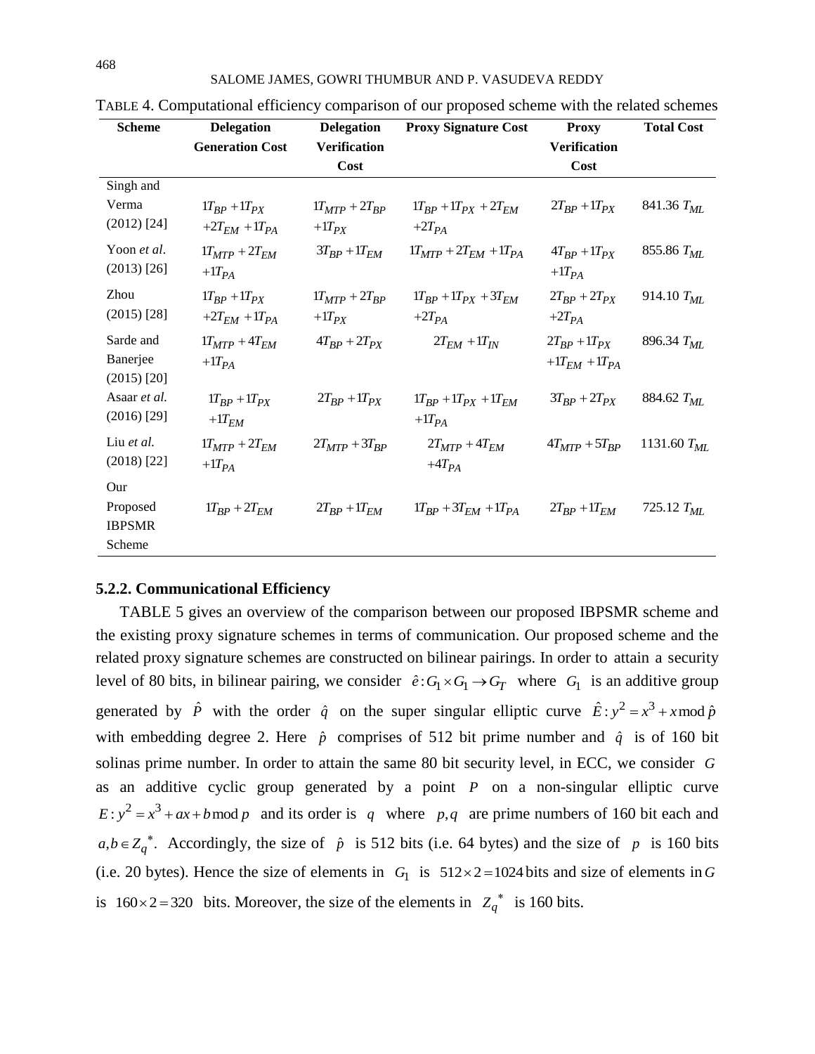TABLE 4. Computational efficiency comparison of our proposed scheme with the related schemes

| Scheme | Delegation Generation Cost | Delegation Verification Cost | Proxy Signature Cost | Proxy Verification Cost | Total Cost |
|---|---|---|---|---|---|
| Singh and Verma (2012) [24] | $1T_{BP} + 1T_{PX} + 2T_{EM} + 1T_{PA}$ | $1T_{MTP} + 2T_{BP} + 1T_{PX}$ | $1T_{BP} + 1T_{PX} + 2T_{EM} + 2T_{PA}$ | $2T_{BP} + 1T_{PX}$ | 841.36 $T_{ML}$ |
| Yoon *et al.* (2013) [26] | $1T_{MTP} + 2T_{EM} + 1T_{PA}$ | $3T_{BP} + 1T_{EM}$ | $1T_{MTP} + 2T_{EM} + 1T_{PA}$ | $4T_{BP} + 1T_{PX} + 1T_{PA}$ | 855.86 $T_{ML}$ |
| Zhou (2015) [28] | $1T_{BP} + 1T_{PX} + 2T_{EM} + 1T_{PA}$ | $1T_{MTP} + 2T_{BP} + 1T_{PX}$ | $1T_{BP} + 1T_{PX} + 3T_{EM} + 2T_{PA}$ | $2T_{BP} + 2T_{PX} + 2T_{PA}$ | 914.10 $T_{ML}$ |
| Sarde and Banerjee (2015) [20] | $1T_{MTP} + 4T_{EM} + 1T_{PA}$ | $4T_{BP} + 2T_{PX}$ | $2T_{EM} + 1T_{IN}$ | $2T_{BP} + 1T_{PX} + 1T_{EM} + 1T_{PA}$ | 896.34 $T_{ML}$ |
| Asaar *et al.* (2016) [29] | $1T_{BP} + 1T_{PX} + 1T_{EM}$ | $2T_{BP} + 1T_{PX}$ | $1T_{BP} + 1T_{PX} + 1T_{EM} + 1T_{PA}$ | $3T_{BP} + 2T_{PX}$ | 884.62 $T_{ML}$ |
| Liu *et al.* (2018) [22] | $1T_{MTP} + 2T_{EM} + 1T_{PA}$ | $2T_{MTP} + 3T_{BP}$ | $2T_{MTP} + 4T_{EM} + 4T_{PA}$ | $4T_{MTP} + 5T_{BP}$ | 1131.60 $T_{ML}$ |
| Our Proposed IBPSMR Scheme | $1T_{BP} + 2T_{EM}$ | $2T_{BP} + 1T_{EM}$ | $1T_{BP} + 3T_{EM} + 1T_{PA}$ | $2T_{BP} + 1T_{EM}$ | 725.12 $T_{ML}$ |

### 5.2.2. Communicational Efficiency

TABLE 5 gives an overview of the comparison between our proposed IBPSMR scheme and the existing proxy signature schemes in terms of communication. Our proposed scheme and the related proxy signature schemes are constructed on bilinear pairings. In order to attain a security level of 80 bits, in bilinear pairing, we consider $\hat{e}: G_1 \times G_1 \rightarrow G_T$ where $G_1$ is an additive group generated by $\hat{P}$ with the order $\hat{q}$ on the super singular elliptic curve $\hat{E}: y^2 = x^3 + x \bmod \hat{p}$ with embedding degree 2. Here $\hat{p}$ comprises of 512 bit prime number and $\hat{q}$ is of 160 bit solinas prime number. In order to attain the same 80 bit security level, in ECC, we consider $G$ as an additive cyclic group generated by a point $P$ on a non-singular elliptic curve $E: y^2 = x^3 + ax + b \bmod p$ and its order is $q$ where $p, q$ are prime numbers of 160 bit each and $a, b \in Z_q^*$. Accordingly, the size of $\hat{p}$ is 512 bits (i.e. 64 bytes) and the size of $p$ is 160 bits (i.e. 20 bytes). Hence the size of elements in $G_1$ is $512 \times 2 = 1024$ bits and size of elements in $G$ is $160 \times 2 = 320$ bits. Moreover, the size of the elements in $Z_q^*$ is 160 bits.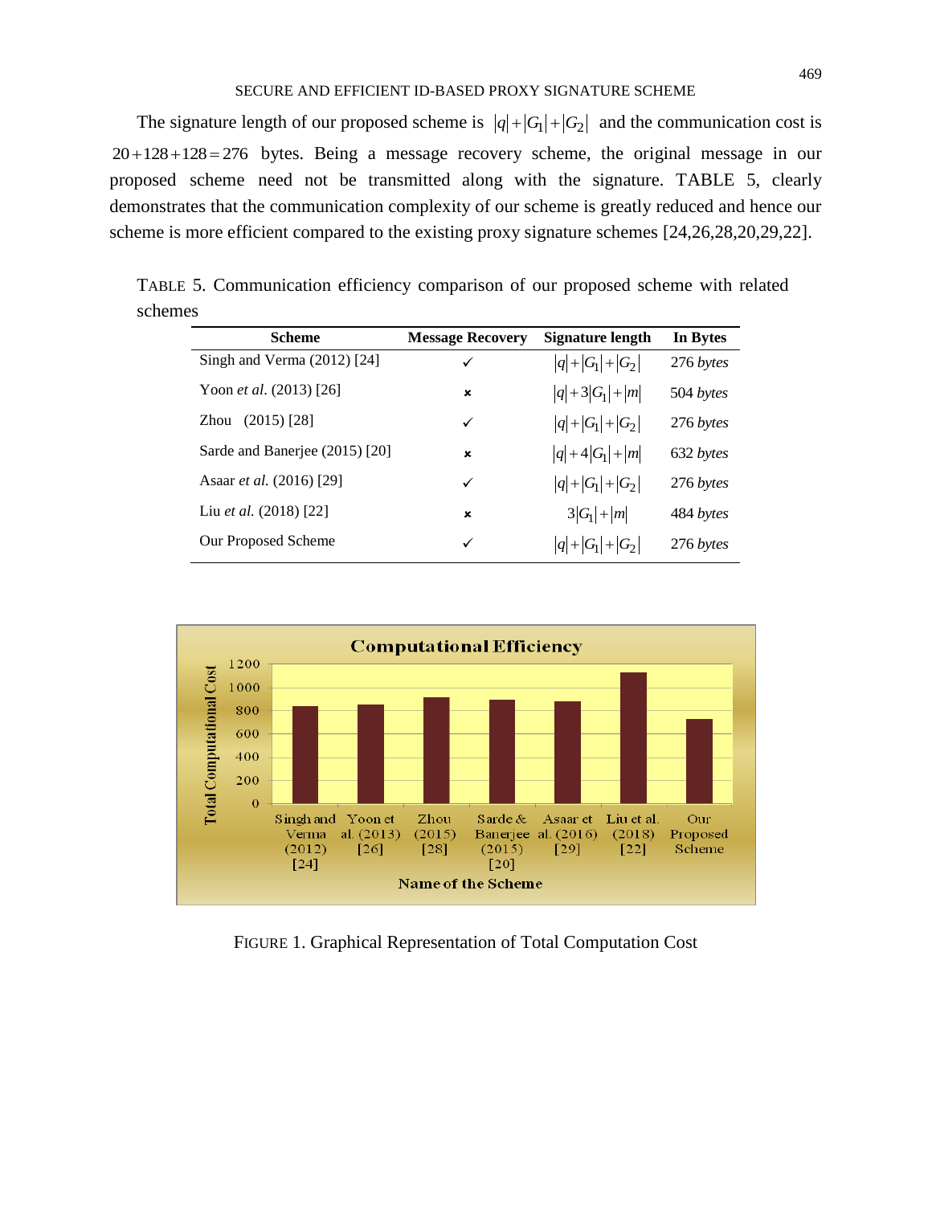The signature length of our proposed scheme is $|q|+|G_1|+|G_2|$ and the communication cost is $20+128+128=276$ bytes. Being a message recovery scheme, the original message in our proposed scheme need not be transmitted along with the signature. TABLE 5, clearly demonstrates that the communication complexity of our scheme is greatly reduced and hence our scheme is more efficient compared to the existing proxy signature schemes [24,26,28,20,29,22].

TABLE 5. Communication efficiency comparison of our proposed scheme with related schemes

| Scheme | Message Recovery | Signature length | In Bytes |
|---|---|---|---|
| Singh and Verma (2012) [24] | ✓ | $\lvert q\rvert+\lvert G_1\rvert+\lvert G_2\rvert$ | 276 *bytes* |
| Yoon *et al*. (2013) [26] | × | $\lvert q\rvert+3\lvert G_1\rvert+\lvert m\rvert$ | 504 *bytes* |
| Zhou (2015) [28] | ✓ | $\lvert q\rvert+\lvert G_1\rvert+\lvert G_2\rvert$ | 276 *bytes* |
| Sarde and Banerjee (2015) [20] | × | $\lvert q\rvert+4\lvert G_1\rvert+\lvert m\rvert$ | 632 *bytes* |
| Asaar *et al.* (2016) [29] | ✓ | $\lvert q\rvert+\lvert G_1\rvert+\lvert G_2\rvert$ | 276 *bytes* |
| Liu *et al.* (2018) [22] | × | $3\lvert G_1\rvert+\lvert m\rvert$ | 484 *bytes* |
| Our Proposed Scheme | ✓ | $\lvert q\rvert+\lvert G_1\rvert+\lvert G_2\rvert$ | 276 *bytes* |

FIGURE 1. Graphical Representation of Total Computation Cost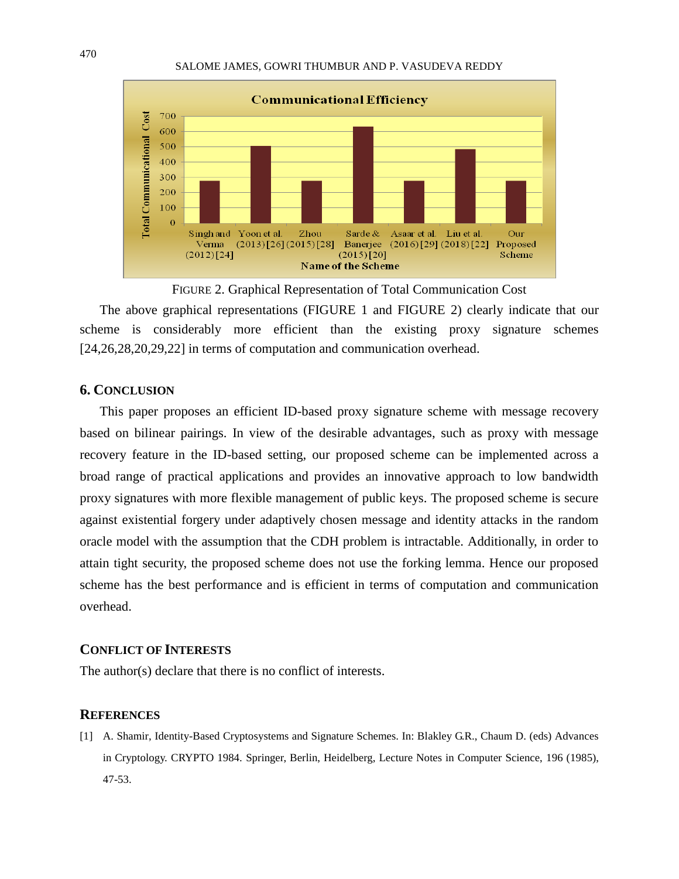FIGURE 2. Graphical Representation of Total Communication Cost

The above graphical representations (FIGURE 1 and FIGURE 2) clearly indicate that our scheme is considerably more efficient than the existing proxy signature schemes [24,26,28,20,29,22] in terms of computation and communication overhead.

## 6. CONCLUSION

This paper proposes an efficient ID-based proxy signature scheme with message recovery based on bilinear pairings. In view of the desirable advantages, such as proxy with message recovery feature in the ID-based setting, our proposed scheme can be implemented across a broad range of practical applications and provides an innovative approach to low bandwidth proxy signatures with more flexible management of public keys. The proposed scheme is secure against existential forgery under adaptively chosen message and identity attacks in the random oracle model with the assumption that the CDH problem is intractable. Additionally, in order to attain tight security, the proposed scheme does not use the forking lemma. Hence our proposed scheme has the best performance and is efficient in terms of computation and communication overhead.

## CONFLICT OF INTERESTS

The author(s) declare that there is no conflict of interests.

## REFERENCES

[1] A. Shamir, Identity-Based Cryptosystems and Signature Schemes. In: Blakley G.R., Chaum D. (eds) Advances in Cryptology. CRYPTO 1984. Springer, Berlin, Heidelberg, Lecture Notes in Computer Science, 196 (1985), 47-53.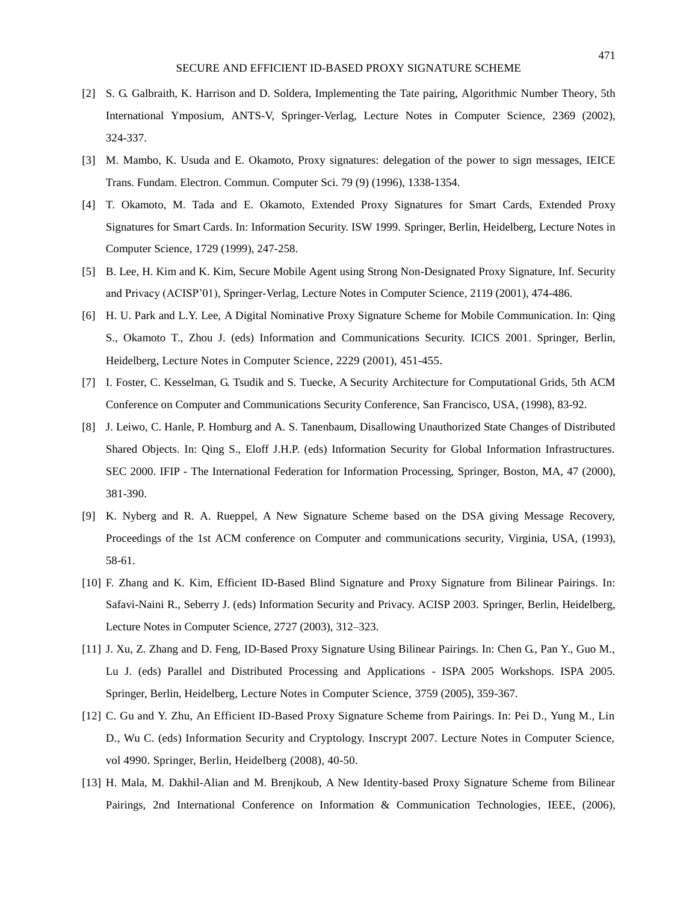[2] S. G. Galbraith, K. Harrison and D. Soldera, Implementing the Tate pairing, Algorithmic Number Theory, 5th International Ymposium, ANTS-V, Springer-Verlag, Lecture Notes in Computer Science, 2369 (2002), 324-337.

[3] M. Mambo, K. Usuda and E. Okamoto, Proxy signatures: delegation of the power to sign messages, IEICE Trans. Fundam. Electron. Commun. Computer Sci. 79 (9) (1996), 1338-1354.

[4] T. Okamoto, M. Tada and E. Okamoto, Extended Proxy Signatures for Smart Cards, Extended Proxy Signatures for Smart Cards. In: Information Security. ISW 1999. Springer, Berlin, Heidelberg, Lecture Notes in Computer Science, 1729 (1999), 247-258.

[5] B. Lee, H. Kim and K. Kim, Secure Mobile Agent using Strong Non-Designated Proxy Signature, Inf. Security and Privacy (ACISP'01), Springer-Verlag, Lecture Notes in Computer Science, 2119 (2001), 474-486.

[6] H. U. Park and L.Y. Lee, A Digital Nominative Proxy Signature Scheme for Mobile Communication. In: Qing S., Okamoto T., Zhou J. (eds) Information and Communications Security. ICICS 2001. Springer, Berlin, Heidelberg, Lecture Notes in Computer Science, 2229 (2001), 451-455.

[7] I. Foster, C. Kesselman, G. Tsudik and S. Tuecke, A Security Architecture for Computational Grids, 5th ACM Conference on Computer and Communications Security Conference, San Francisco, USA, (1998), 83-92.

[8] J. Leiwo, C. Hanle, P. Homburg and A. S. Tanenbaum, Disallowing Unauthorized State Changes of Distributed Shared Objects. In: Qing S., Eloff J.H.P. (eds) Information Security for Global Information Infrastructures. SEC 2000. IFIP - The International Federation for Information Processing, Springer, Boston, MA, 47 (2000), 381-390.

[9] K. Nyberg and R. A. Rueppel, A New Signature Scheme based on the DSA giving Message Recovery, Proceedings of the 1st ACM conference on Computer and communications security, Virginia, USA, (1993), 58-61.

[10] F. Zhang and K. Kim, Efficient ID-Based Blind Signature and Proxy Signature from Bilinear Pairings. In: Safavi-Naini R., Seberry J. (eds) Information Security and Privacy. ACISP 2003. Springer, Berlin, Heidelberg, Lecture Notes in Computer Science, 2727 (2003), 312–323.

[11] J. Xu, Z. Zhang and D. Feng, ID-Based Proxy Signature Using Bilinear Pairings. In: Chen G., Pan Y., Guo M., Lu J. (eds) Parallel and Distributed Processing and Applications - ISPA 2005 Workshops. ISPA 2005. Springer, Berlin, Heidelberg, Lecture Notes in Computer Science, 3759 (2005), 359-367.

[12] C. Gu and Y. Zhu, An Efficient ID-Based Proxy Signature Scheme from Pairings. In: Pei D., Yung M., Lin D., Wu C. (eds) Information Security and Cryptology. Inscrypt 2007. Lecture Notes in Computer Science, vol 4990. Springer, Berlin, Heidelberg (2008), 40-50.

[13] H. Mala, M. Dakhil-Alian and M. Brenjkoub, A New Identity-based Proxy Signature Scheme from Bilinear Pairings, 2nd International Conference on Information & Communication Technologies, IEEE, (2006),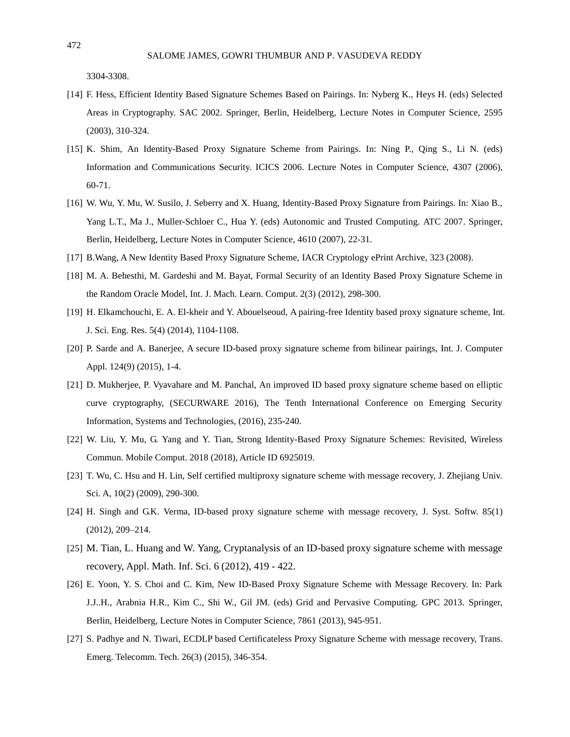3304-3308.

[14] F. Hess, Efficient Identity Based Signature Schemes Based on Pairings. In: Nyberg K., Heys H. (eds) Selected Areas in Cryptography. SAC 2002. Springer, Berlin, Heidelberg, Lecture Notes in Computer Science, 2595 (2003), 310-324.

[15] K. Shim, An Identity-Based Proxy Signature Scheme from Pairings. In: Ning P., Qing S., Li N. (eds) Information and Communications Security. ICICS 2006. Lecture Notes in Computer Science, 4307 (2006), 60-71.

[16] W. Wu, Y. Mu, W. Susilo, J. Seberry and X. Huang, Identity-Based Proxy Signature from Pairings. In: Xiao B., Yang L.T., Ma J., Muller-Schloer C., Hua Y. (eds) Autonomic and Trusted Computing. ATC 2007. Springer, Berlin, Heidelberg, Lecture Notes in Computer Science, 4610 (2007), 22-31.

[17] B.Wang, A New Identity Based Proxy Signature Scheme, IACR Cryptology ePrint Archive, 323 (2008).

[18] M. A. Behesthi, M. Gardeshi and M. Bayat, Formal Security of an Identity Based Proxy Signature Scheme in the Random Oracle Model, Int. J. Mach. Learn. Comput. 2(3) (2012), 298-300.

[19] H. Elkamchouchi, E. A. El-kheir and Y. Abouelseoud, A pairing-free Identity based proxy signature scheme, Int. J. Sci. Eng. Res. 5(4) (2014), 1104-1108.

[20] P. Sarde and A. Banerjee, A secure ID-based proxy signature scheme from bilinear pairings, Int. J. Computer Appl. 124(9) (2015), 1-4.

[21] D. Mukherjee, P. Vyavahare and M. Panchal, An improved ID based proxy signature scheme based on elliptic curve cryptography, (SECURWARE 2016), The Tenth International Conference on Emerging Security Information, Systems and Technologies, (2016), 235-240.

[22] W. Liu, Y. Mu, G. Yang and Y. Tian, Strong Identity-Based Proxy Signature Schemes: Revisited, Wireless Commun. Mobile Comput. 2018 (2018), Article ID 6925019.

[23] T. Wu, C. Hsu and H. Lin, Self certified multiproxy signature scheme with message recovery, J. Zhejiang Univ. Sci. A, 10(2) (2009), 290-300.

[24] H. Singh and G.K. Verma, ID-based proxy signature scheme with message recovery, J. Syst. Softw. 85(1) (2012), 209–214.

[25] M. Tian, L. Huang and W. Yang, Cryptanalysis of an ID-based proxy signature scheme with message recovery, Appl. Math. Inf. Sci. 6 (2012), 419 - 422.

[26] E. Yoon, Y. S. Choi and C. Kim, New ID-Based Proxy Signature Scheme with Message Recovery. In: Park J.J..H., Arabnia H.R., Kim C., Shi W., Gil JM. (eds) Grid and Pervasive Computing. GPC 2013. Springer, Berlin, Heidelberg, Lecture Notes in Computer Science, 7861 (2013), 945-951.

[27] S. Padhye and N. Tiwari, ECDLP based Certificateless Proxy Signature Scheme with message recovery, Trans. Emerg. Telecomm. Tech. 26(3) (2015), 346-354.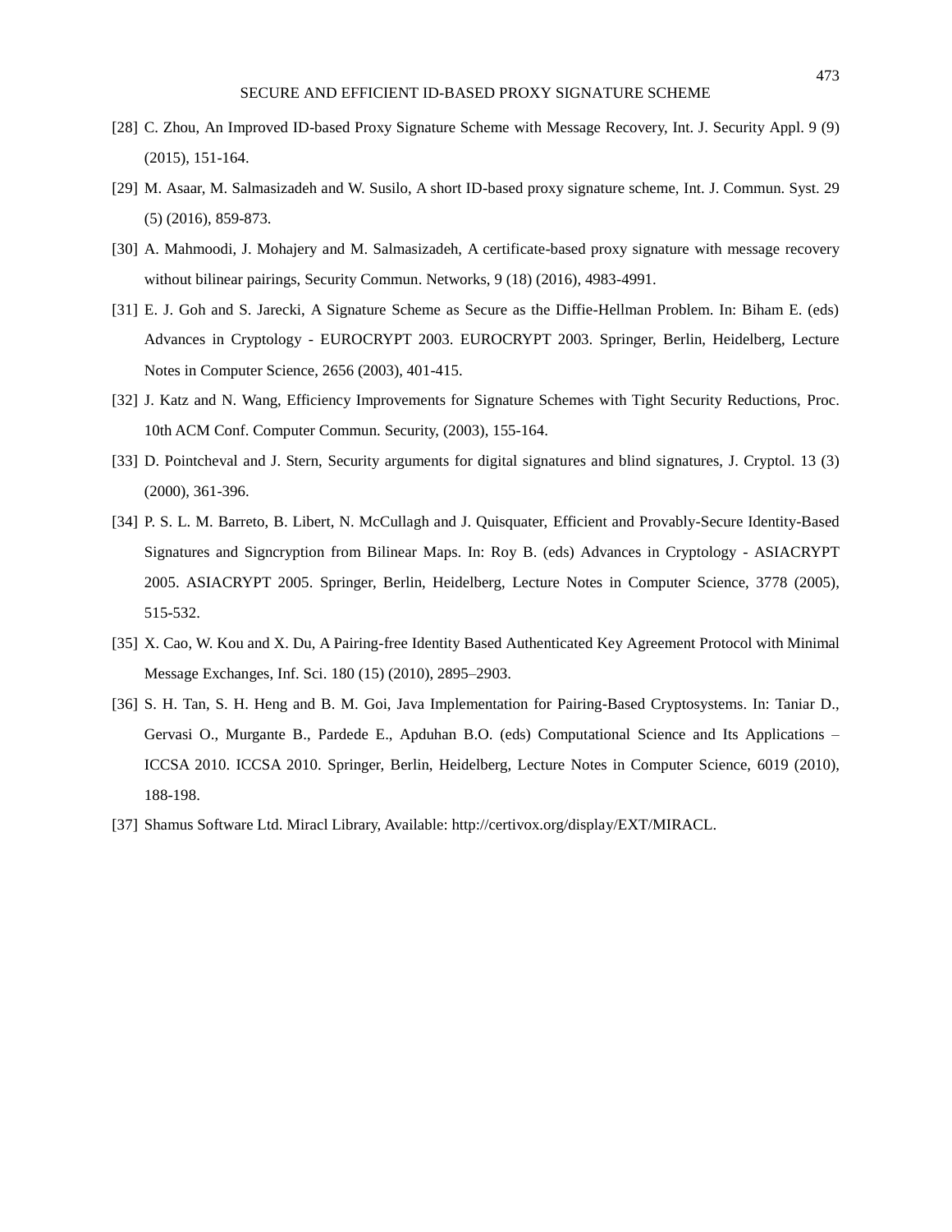[28] C. Zhou, An Improved ID-based Proxy Signature Scheme with Message Recovery, Int. J. Security Appl. 9 (9) (2015), 151-164.

[29] M. Asaar, M. Salmasizadeh and W. Susilo, A short ID-based proxy signature scheme, Int. J. Commun. Syst. 29 (5) (2016), 859-873.

[30] A. Mahmoodi, J. Mohajery and M. Salmasizadeh, A certificate-based proxy signature with message recovery without bilinear pairings, Security Commun. Networks, 9 (18) (2016), 4983-4991.

[31] E. J. Goh and S. Jarecki, A Signature Scheme as Secure as the Diffie-Hellman Problem. In: Biham E. (eds) Advances in Cryptology - EUROCRYPT 2003. EUROCRYPT 2003. Springer, Berlin, Heidelberg, Lecture Notes in Computer Science, 2656 (2003), 401-415.

[32] J. Katz and N. Wang, Efficiency Improvements for Signature Schemes with Tight Security Reductions, Proc. 10th ACM Conf. Computer Commun. Security, (2003), 155-164.

[33] D. Pointcheval and J. Stern, Security arguments for digital signatures and blind signatures, J. Cryptol. 13 (3) (2000), 361-396.

[34] P. S. L. M. Barreto, B. Libert, N. McCullagh and J. Quisquater, Efficient and Provably-Secure Identity-Based Signatures and Signcryption from Bilinear Maps. In: Roy B. (eds) Advances in Cryptology - ASIACRYPT 2005. ASIACRYPT 2005. Springer, Berlin, Heidelberg, Lecture Notes in Computer Science, 3778 (2005), 515-532.

[35] X. Cao, W. Kou and X. Du, A Pairing-free Identity Based Authenticated Key Agreement Protocol with Minimal Message Exchanges, Inf. Sci. 180 (15) (2010), 2895–2903.

[36] S. H. Tan, S. H. Heng and B. M. Goi, Java Implementation for Pairing-Based Cryptosystems. In: Taniar D., Gervasi O., Murgante B., Pardede E., Apduhan B.O. (eds) Computational Science and Its Applications – ICCSA 2010. ICCSA 2010. Springer, Berlin, Heidelberg, Lecture Notes in Computer Science, 6019 (2010), 188-198.

[37] Shamus Software Ltd. Miracl Library, Available: http://certivox.org/display/EXT/MIRACL.